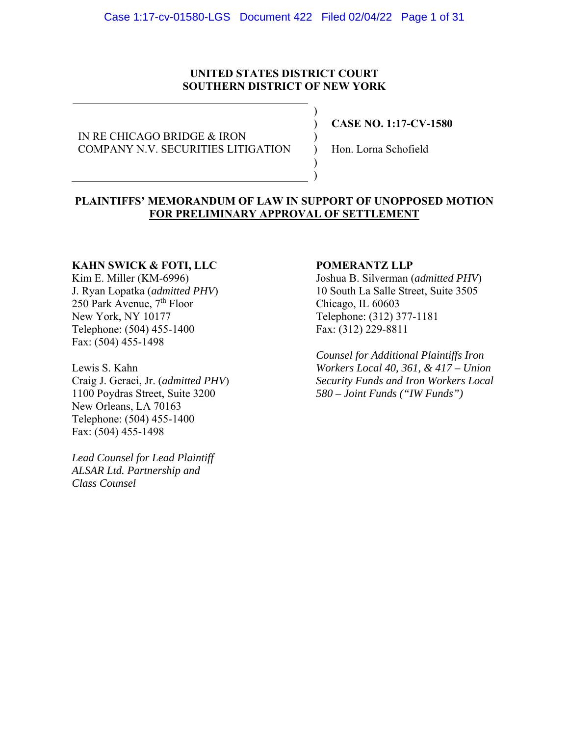**UNITED STATES DISTRICT COURT**
**SOUTHERN DISTRICT OF NEW YORK**

IN RE CHICAGO BRIDGE & IRON COMPANY N.V. SECURITIES LITIGATION

**CASE NO. 1:17-CV-1580**

Hon. Lorna Schofield

**PLAINTIFFS' MEMORANDUM OF LAW IN SUPPORT OF UNOPPOSED MOTION FOR PRELIMINARY APPROVAL OF SETTLEMENT**

**KAHN SWICK & FOTI, LLC**
Kim E. Miller (KM-6996)
J. Ryan Lopatka (*admitted PHV*)
250 Park Avenue, 7th Floor
New York, NY 10177
Telephone: (504) 455-1400
Fax: (504) 455-1498

Lewis S. Kahn
Craig J. Geraci, Jr. (*admitted PHV*)
1100 Poydras Street, Suite 3200
New Orleans, LA 70163
Telephone: (504) 455-1400
Fax: (504) 455-1498

*Lead Counsel for Lead Plaintiff ALSAR Ltd. Partnership and Class Counsel*

**POMERANTZ LLP**
Joshua B. Silverman (*admitted PHV*)
10 South La Salle Street, Suite 3505
Chicago, IL 60603
Telephone: (312) 377-1181
Fax: (312) 229-8811

*Counsel for Additional Plaintiffs Iron Workers Local 40, 361, & 417 – Union Security Funds and Iron Workers Local 580 – Joint Funds ("IW Funds")*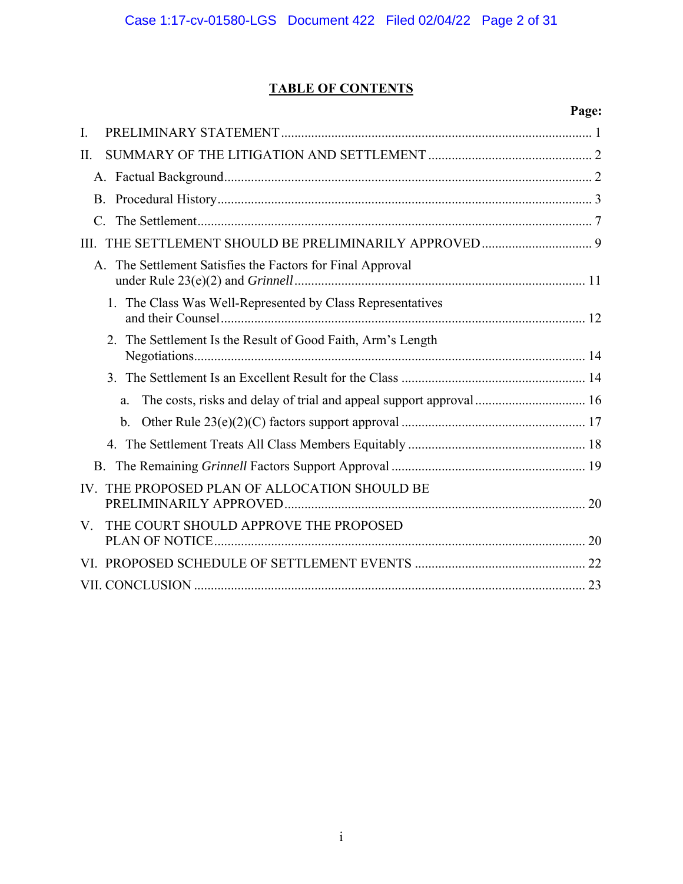## TABLE OF CONTENTS

| | Page: |
|---|---|
| I. PRELIMINARY STATEMENT | 1 |
| II. SUMMARY OF THE LITIGATION AND SETTLEMENT | 2 |
| A. Factual Background | 2 |
| B. Procedural History | 3 |
| C. The Settlement | 7 |
| III. THE SETTLEMENT SHOULD BE PRELIMINARILY APPROVED | 9 |
| A. The Settlement Satisfies the Factors for Final Approval under Rule 23(e)(2) and *Grinnell* | 11 |
| 1. The Class Was Well-Represented by Class Representatives and their Counsel | 12 |
| 2. The Settlement Is the Result of Good Faith, Arm's Length Negotiations | 14 |
| 3. The Settlement Is an Excellent Result for the Class | 14 |
| a. The costs, risks and delay of trial and appeal support approval | 16 |
| b. Other Rule 23(e)(2)(C) factors support approval | 17 |
| 4. The Settlement Treats All Class Members Equitably | 18 |
| B. The Remaining *Grinnell* Factors Support Approval | 19 |
| IV. THE PROPOSED PLAN OF ALLOCATION SHOULD BE PRELIMINARILY APPROVED | 20 |
| V. THE COURT SHOULD APPROVE THE PROPOSED PLAN OF NOTICE | 20 |
| VI. PROPOSED SCHEDULE OF SETTLEMENT EVENTS | 22 |
| VII. CONCLUSION | 23 |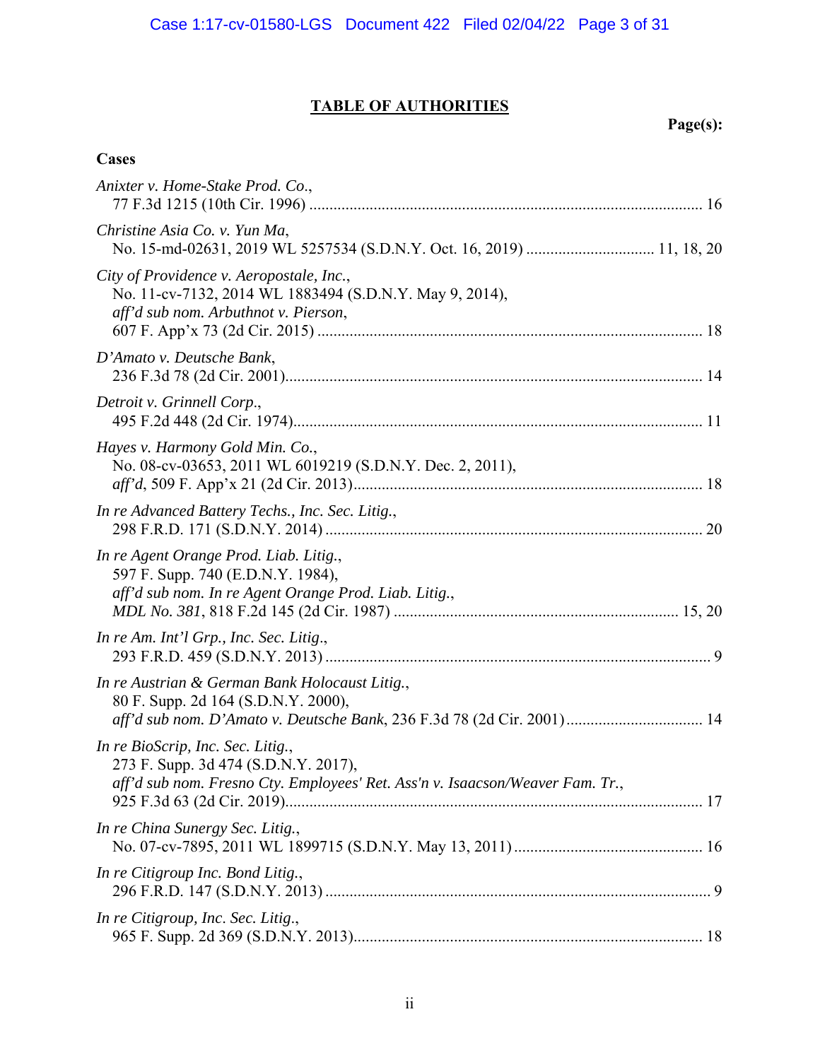## TABLE OF AUTHORITIES

**Page(s):**

### Cases

*Anixter v. Home-Stake Prod. Co.*,
77 F.3d 1215 (10th Cir. 1996) .................................................................................................. 16

*Christine Asia Co. v. Yun Ma*,
No. 15-md-02631, 2019 WL 5257534 (S.D.N.Y. Oct. 16, 2019) ................................ 11, 18, 20

*City of Providence v. Aeropostale, Inc.*,
No. 11-cv-7132, 2014 WL 1883494 (S.D.N.Y. May 9, 2014),
*aff'd sub nom. Arbuthnot v. Pierson*,
607 F. App'x 73 (2d Cir. 2015) ............................................................................................... 18

*D'Amato v. Deutsche Bank*,
236 F.3d 78 (2d Cir. 2001)....................................................................................................... 14

*Detroit v. Grinnell Corp*.,
495 F.2d 448 (2d Cir. 1974)...................................................................................................... 11

*Hayes v. Harmony Gold Min. Co.*,
No. 08-cv-03653, 2011 WL 6019219 (S.D.N.Y. Dec. 2, 2011),
*aff'd*, 509 F. App'x 21 (2d Cir. 2013)...................................................................................... 18

*In re Advanced Battery Techs., Inc. Sec. Litig.*,
298 F.R.D. 171 (S.D.N.Y. 2014) ............................................................................................. 20

*In re Agent Orange Prod. Liab. Litig.*,
597 F. Supp. 740 (E.D.N.Y. 1984),
*aff'd sub nom. In re Agent Orange Prod. Liab. Litig.*,
*MDL No. 381*, 818 F.2d 145 (2d Cir. 1987) ...................................................................... 15, 20

*In re Am. Int'l Grp., Inc. Sec. Litig*.,
293 F.R.D. 459 (S.D.N.Y. 2013) ............................................................................................... 9

*In re Austrian & German Bank Holocaust Litig.*,
80 F. Supp. 2d 164 (S.D.N.Y. 2000),
*aff'd sub nom. D'Amato v. Deutsche Bank*, 236 F.3d 78 (2d Cir. 2001)................................. 14

*In re BioScrip, Inc. Sec. Litig.*,
273 F. Supp. 3d 474 (S.D.N.Y. 2017),
*aff'd sub nom. Fresno Cty. Employees' Ret. Ass'n v. Isaacson/Weaver Fam. Tr.*,
925 F.3d 63 (2d Cir. 2019)....................................................................................................... 17

*In re China Sunergy Sec. Litig.*,
No. 07-cv-7895, 2011 WL 1899715 (S.D.N.Y. May 13, 2011) ............................................... 16

*In re Citigroup Inc. Bond Litig.*,
296 F.R.D. 147 (S.D.N.Y. 2013) ............................................................................................... 9

*In re Citigroup, Inc. Sec. Litig.*,
965 F. Supp. 2d 369 (S.D.N.Y. 2013)...................................................................................... 18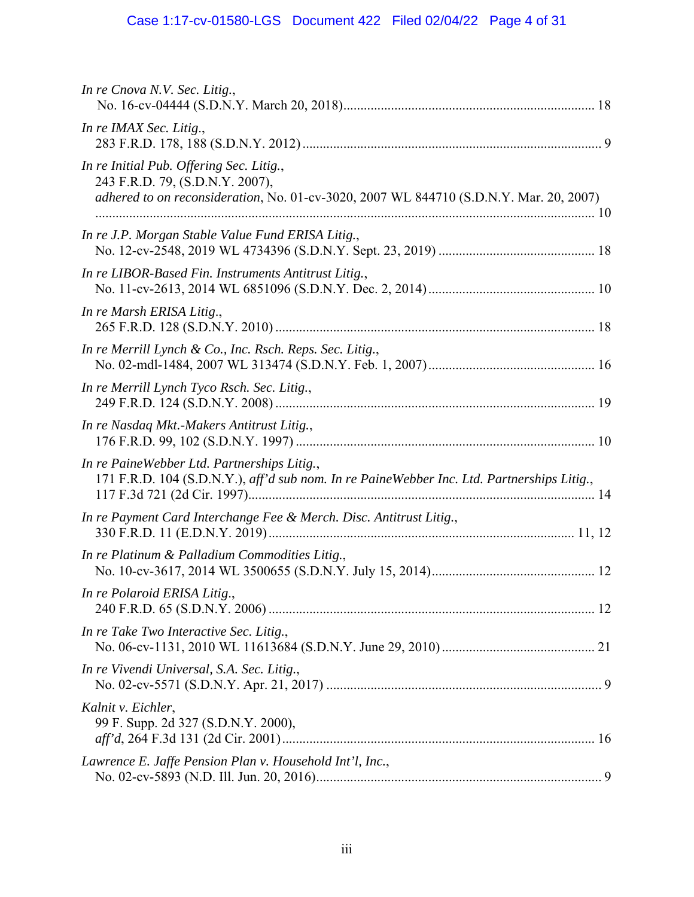*In re Cnova N.V. Sec. Litig.*,
No. 16-cv-04444 (S.D.N.Y. March 20, 2018) .......................................................................... 18

*In re IMAX Sec. Litig*.,
283 F.R.D. 178, 188 (S.D.N.Y. 2012) ........................................................................................ 9

*In re Initial Pub. Offering Sec. Litig.*,
243 F.R.D. 79, (S.D.N.Y. 2007),
*adhered to on reconsideration*, No. 01-cv-3020, 2007 WL 844710 (S.D.N.Y. Mar. 20, 2007)
.................................................................................................................................................. 10

*In re J.P. Morgan Stable Value Fund ERISA Litig.*,
No. 12-cv-2548, 2019 WL 4734396 (S.D.N.Y. Sept. 23, 2019) ............................................. 18

*In re LIBOR-Based Fin. Instruments Antitrust Litig.*,
No. 11-cv-2613, 2014 WL 6851096 (S.D.N.Y. Dec. 2, 2014) ................................................ 10

*In re Marsh ERISA Litig*.,
265 F.R.D. 128 (S.D.N.Y. 2010) ............................................................................................. 18

*In re Merrill Lynch & Co., Inc. Rsch. Reps. Sec. Litig.*,
No. 02-mdl-1484, 2007 WL 313474 (S.D.N.Y. Feb. 1, 2007) ................................................ 16

*In re Merrill Lynch Tyco Rsch. Sec. Litig*.,
249 F.R.D. 124 (S.D.N.Y. 2008) ............................................................................................. 19

*In re Nasdaq Mkt.-Makers Antitrust Litig.*,
176 F.R.D. 99, 102 (S.D.N.Y. 1997) ....................................................................................... 10

*In re PaineWebber Ltd. Partnerships Litig*.,
171 F.R.D. 104 (S.D.N.Y.), *aff'd sub nom. In re PaineWebber Inc. Ltd. Partnerships Litig.*,
117 F.3d 721 (2d Cir. 1997)..................................................................................................... 14

*In re Payment Card Interchange Fee & Merch. Disc. Antitrust Litig.*,
330 F.R.D. 11 (E.D.N.Y. 2019) ......................................................................................... 11, 12

*In re Platinum & Palladium Commodities Litig.*,
No. 10-cv-3617, 2014 WL 3500655 (S.D.N.Y. July 15, 2014) ............................................... 12

*In re Polaroid ERISA Litig*.,
240 F.R.D. 65 (S.D.N.Y. 2006) ............................................................................................... 12

*In re Take Two Interactive Sec. Litig.*,
No. 06-cv-1131, 2010 WL 11613684 (S.D.N.Y. June 29, 2010) ............................................ 21

*In re Vivendi Universal, S.A. Sec. Litig*.,
No. 02-cv-5571 (S.D.N.Y. Apr. 21, 2017) ................................................................................ 9

*Kalnit v. Eichler*,
99 F. Supp. 2d 327 (S.D.N.Y. 2000),
*aff'd*, 264 F.3d 131 (2d Cir. 2001) ........................................................................................... 16

*Lawrence E. Jaffe Pension Plan v. Household Int'l, Inc.*,
No. 02-cv-5893 (N.D. Ill. Jun. 20, 2016) ................................................................................... 9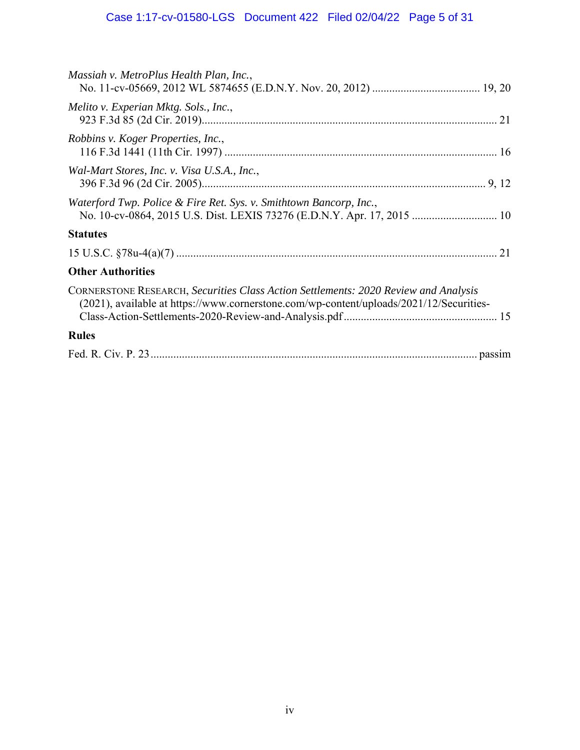*Massiah v. MetroPlus Health Plan, Inc.*,
No. 11-cv-05669, 2012 WL 5874655 (E.D.N.Y. Nov. 20, 2012) ...................................... 19, 20

*Melito v. Experian Mktg. Sols., Inc.*,
923 F.3d 85 (2d Cir. 2019)....................................................................................................... 21

*Robbins v. Koger Properties, Inc.*,
116 F.3d 1441 (11th Cir. 1997) ............................................................................................... 16

*Wal-Mart Stores, Inc. v. Visa U.S.A., Inc.*,
396 F.3d 96 (2d Cir. 2005)................................................................................................... 9, 12

*Waterford Twp. Police & Fire Ret. Sys. v. Smithtown Bancorp, Inc.*,
No. 10-cv-0864, 2015 U.S. Dist. LEXIS 73276 (E.D.N.Y. Apr. 17, 2015 ............................. 10

**Statutes**

15 U.S.C. §78u-4(a)(7) ................................................................................................................ 21

**Other Authorities**

CORNERSTONE RESEARCH, *Securities Class Action Settlements: 2020 Review and Analysis* (2021), available at https://www.cornerstone.com/wp-content/uploads/2021/12/Securities-Class-Action-Settlements-2020-Review-and-Analysis.pdf ...................................................... 15

**Rules**

Fed. R. Civ. P. 23 .................................................................................................................. passim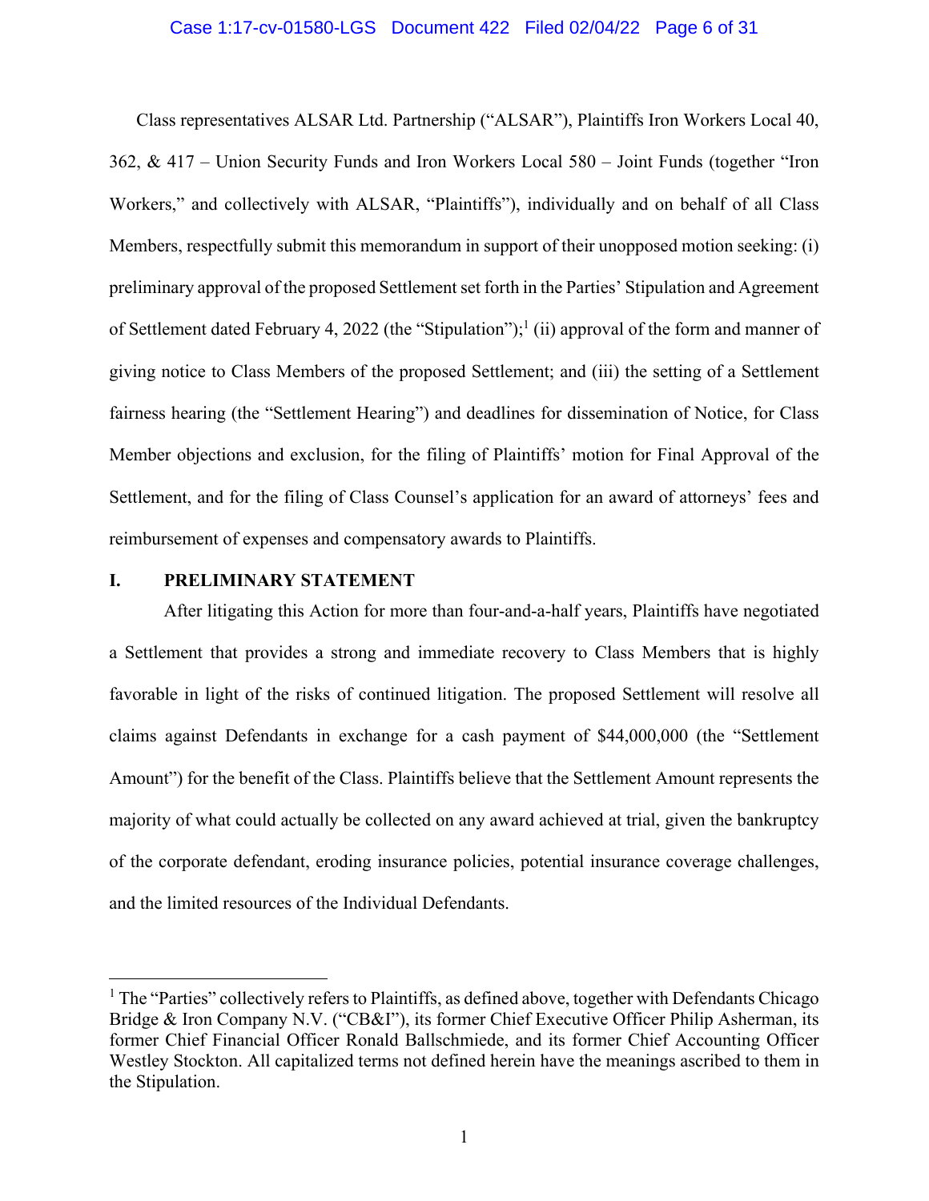Class representatives ALSAR Ltd. Partnership ("ALSAR"), Plaintiffs Iron Workers Local 40, 362, & 417 – Union Security Funds and Iron Workers Local 580 – Joint Funds (together "Iron Workers," and collectively with ALSAR, "Plaintiffs"), individually and on behalf of all Class Members, respectfully submit this memorandum in support of their unopposed motion seeking: (i) preliminary approval of the proposed Settlement set forth in the Parties' Stipulation and Agreement of Settlement dated February 4, 2022 (the "Stipulation");[1] (ii) approval of the form and manner of giving notice to Class Members of the proposed Settlement; and (iii) the setting of a Settlement fairness hearing (the "Settlement Hearing") and deadlines for dissemination of Notice, for Class Member objections and exclusion, for the filing of Plaintiffs' motion for Final Approval of the Settlement, and for the filing of Class Counsel's application for an award of attorneys' fees and reimbursement of expenses and compensatory awards to Plaintiffs.

## I. PRELIMINARY STATEMENT

After litigating this Action for more than four-and-a-half years, Plaintiffs have negotiated a Settlement that provides a strong and immediate recovery to Class Members that is highly favorable in light of the risks of continued litigation. The proposed Settlement will resolve all claims against Defendants in exchange for a cash payment of $44,000,000 (the "Settlement Amount") for the benefit of the Class. Plaintiffs believe that the Settlement Amount represents the majority of what could actually be collected on any award achieved at trial, given the bankruptcy of the corporate defendant, eroding insurance policies, potential insurance coverage challenges, and the limited resources of the Individual Defendants.

---

[1] The "Parties" collectively refers to Plaintiffs, as defined above, together with Defendants Chicago Bridge & Iron Company N.V. ("CB&I"), its former Chief Executive Officer Philip Asherman, its former Chief Financial Officer Ronald Ballschmiede, and its former Chief Accounting Officer Westley Stockton. All capitalized terms not defined herein have the meanings ascribed to them in the Stipulation.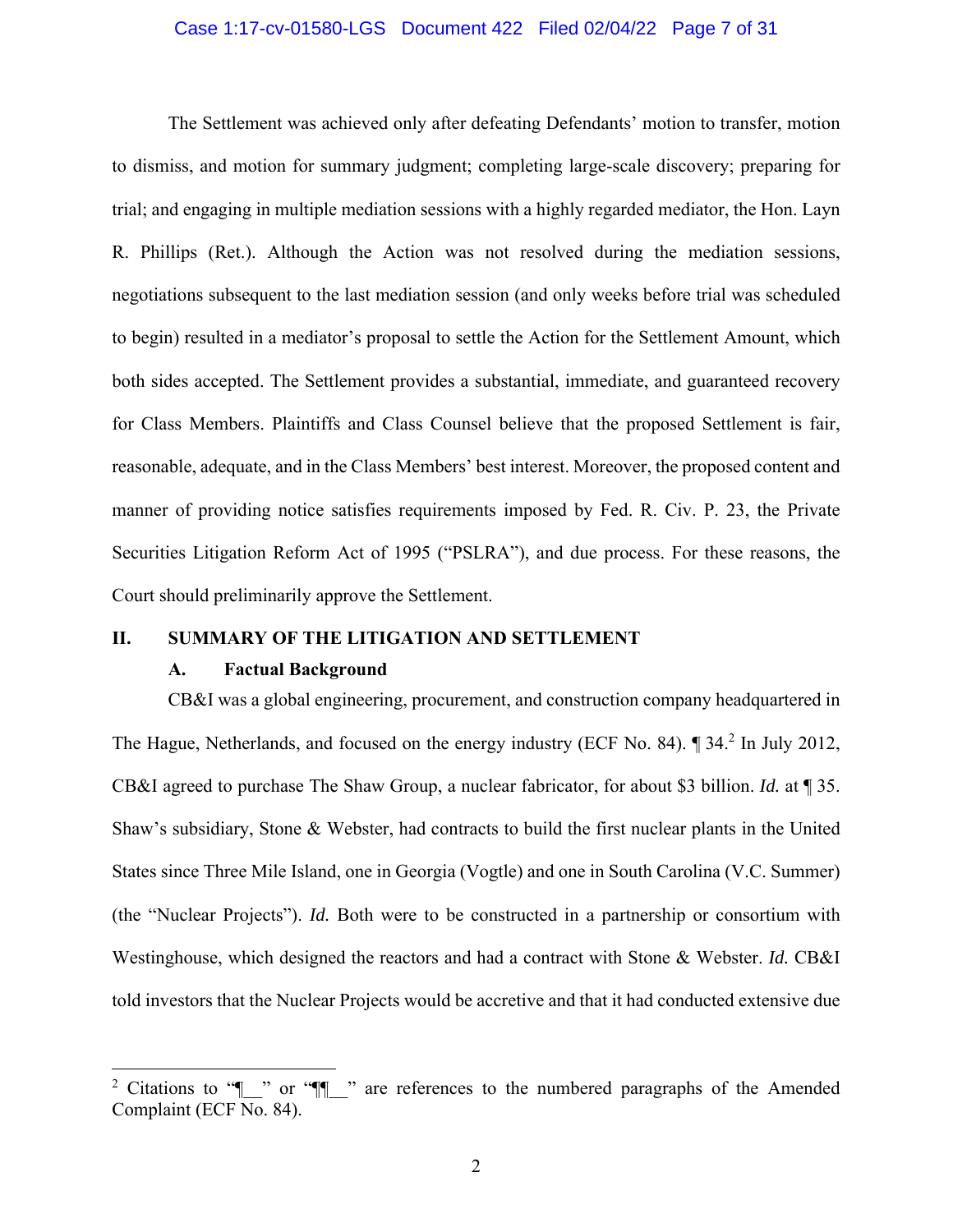The Settlement was achieved only after defeating Defendants' motion to transfer, motion to dismiss, and motion for summary judgment; completing large-scale discovery; preparing for trial; and engaging in multiple mediation sessions with a highly regarded mediator, the Hon. Layn R. Phillips (Ret.). Although the Action was not resolved during the mediation sessions, negotiations subsequent to the last mediation session (and only weeks before trial was scheduled to begin) resulted in a mediator's proposal to settle the Action for the Settlement Amount, which both sides accepted. The Settlement provides a substantial, immediate, and guaranteed recovery for Class Members. Plaintiffs and Class Counsel believe that the proposed Settlement is fair, reasonable, adequate, and in the Class Members' best interest. Moreover, the proposed content and manner of providing notice satisfies requirements imposed by Fed. R. Civ. P. 23, the Private Securities Litigation Reform Act of 1995 ("PSLRA"), and due process. For these reasons, the Court should preliminarily approve the Settlement.

## II. SUMMARY OF THE LITIGATION AND SETTLEMENT

### A. Factual Background

CB&I was a global engineering, procurement, and construction company headquartered in The Hague, Netherlands, and focused on the energy industry (ECF No. 84). ¶ 34.[2] In July 2012, CB&I agreed to purchase The Shaw Group, a nuclear fabricator, for about $3 billion. *Id.* at ¶ 35. Shaw's subsidiary, Stone & Webster, had contracts to build the first nuclear plants in the United States since Three Mile Island, one in Georgia (Vogtle) and one in South Carolina (V.C. Summer) (the "Nuclear Projects"). *Id.* Both were to be constructed in a partnership or consortium with Westinghouse, which designed the reactors and had a contract with Stone & Webster. *Id.* CB&I told investors that the Nuclear Projects would be accretive and that it had conducted extensive due

---

[2] Citations to "¶__" or "¶¶__" are references to the numbered paragraphs of the Amended Complaint (ECF No. 84).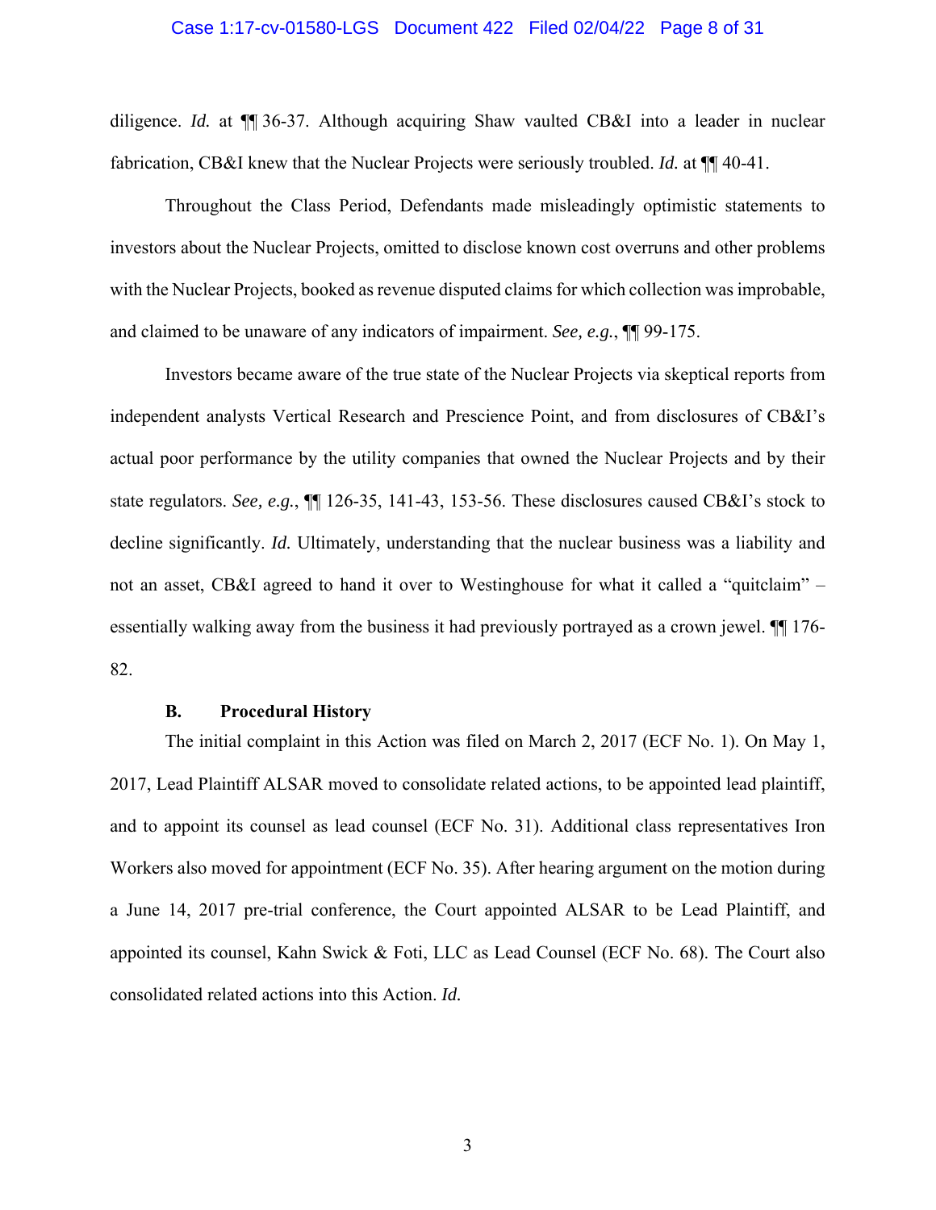diligence. *Id.* at ¶¶ 36-37. Although acquiring Shaw vaulted CB&I into a leader in nuclear fabrication, CB&I knew that the Nuclear Projects were seriously troubled. *Id.* at ¶¶ 40-41.

Throughout the Class Period, Defendants made misleadingly optimistic statements to investors about the Nuclear Projects, omitted to disclose known cost overruns and other problems with the Nuclear Projects, booked as revenue disputed claims for which collection was improbable, and claimed to be unaware of any indicators of impairment. *See, e.g.*, ¶¶ 99-175.

Investors became aware of the true state of the Nuclear Projects via skeptical reports from independent analysts Vertical Research and Prescience Point, and from disclosures of CB&I's actual poor performance by the utility companies that owned the Nuclear Projects and by their state regulators. *See, e.g.*, ¶¶ 126-35, 141-43, 153-56. These disclosures caused CB&I's stock to decline significantly. *Id.* Ultimately, understanding that the nuclear business was a liability and not an asset, CB&I agreed to hand it over to Westinghouse for what it called a "quitclaim" – essentially walking away from the business it had previously portrayed as a crown jewel. ¶¶ 176-82.

### B. Procedural History

The initial complaint in this Action was filed on March 2, 2017 (ECF No. 1). On May 1, 2017, Lead Plaintiff ALSAR moved to consolidate related actions, to be appointed lead plaintiff, and to appoint its counsel as lead counsel (ECF No. 31). Additional class representatives Iron Workers also moved for appointment (ECF No. 35). After hearing argument on the motion during a June 14, 2017 pre-trial conference, the Court appointed ALSAR to be Lead Plaintiff, and appointed its counsel, Kahn Swick & Foti, LLC as Lead Counsel (ECF No. 68). The Court also consolidated related actions into this Action. *Id.*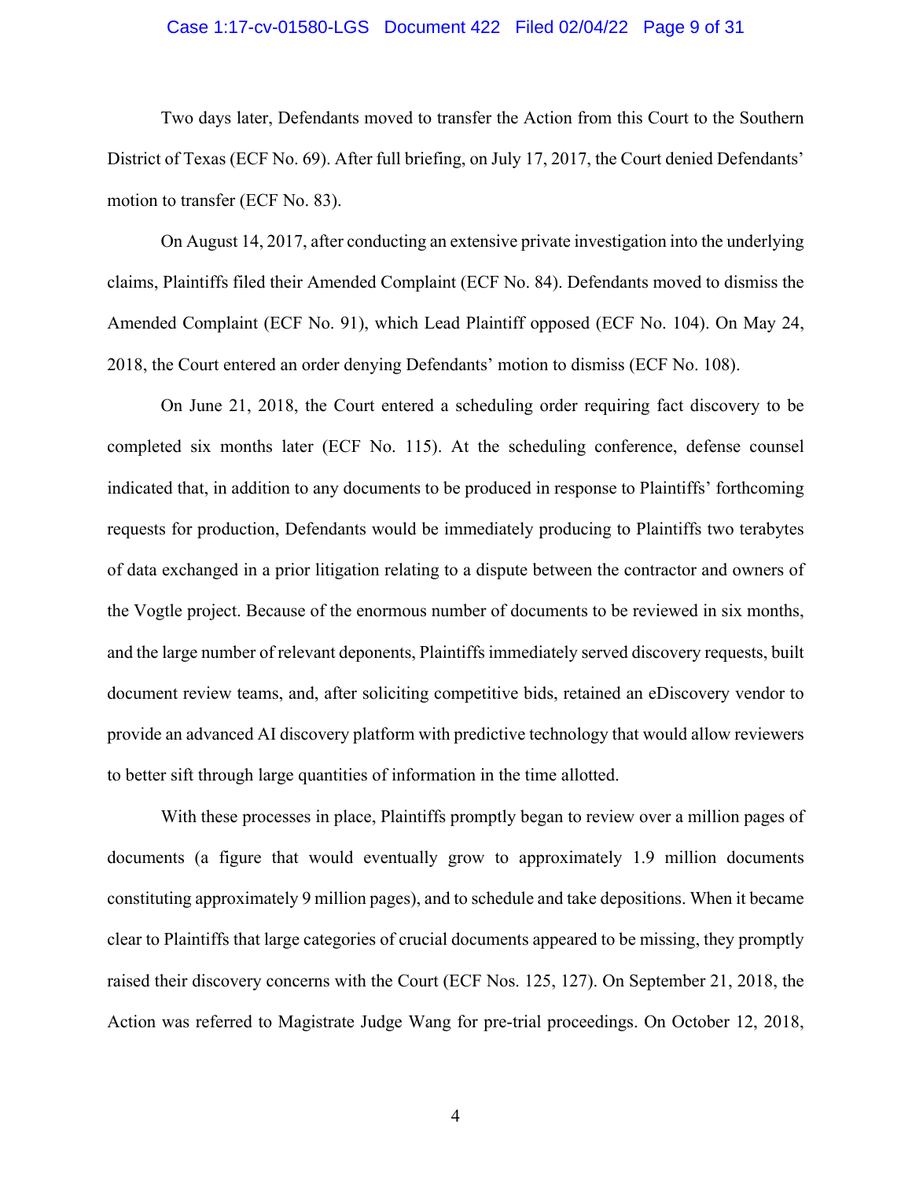Two days later, Defendants moved to transfer the Action from this Court to the Southern District of Texas (ECF No. 69). After full briefing, on July 17, 2017, the Court denied Defendants' motion to transfer (ECF No. 83).

On August 14, 2017, after conducting an extensive private investigation into the underlying claims, Plaintiffs filed their Amended Complaint (ECF No. 84). Defendants moved to dismiss the Amended Complaint (ECF No. 91), which Lead Plaintiff opposed (ECF No. 104). On May 24, 2018, the Court entered an order denying Defendants' motion to dismiss (ECF No. 108).

On June 21, 2018, the Court entered a scheduling order requiring fact discovery to be completed six months later (ECF No. 115). At the scheduling conference, defense counsel indicated that, in addition to any documents to be produced in response to Plaintiffs' forthcoming requests for production, Defendants would be immediately producing to Plaintiffs two terabytes of data exchanged in a prior litigation relating to a dispute between the contractor and owners of the Vogtle project. Because of the enormous number of documents to be reviewed in six months, and the large number of relevant deponents, Plaintiffs immediately served discovery requests, built document review teams, and, after soliciting competitive bids, retained an eDiscovery vendor to provide an advanced AI discovery platform with predictive technology that would allow reviewers to better sift through large quantities of information in the time allotted.

With these processes in place, Plaintiffs promptly began to review over a million pages of documents (a figure that would eventually grow to approximately 1.9 million documents constituting approximately 9 million pages), and to schedule and take depositions. When it became clear to Plaintiffs that large categories of crucial documents appeared to be missing, they promptly raised their discovery concerns with the Court (ECF Nos. 125, 127). On September 21, 2018, the Action was referred to Magistrate Judge Wang for pre-trial proceedings. On October 12, 2018,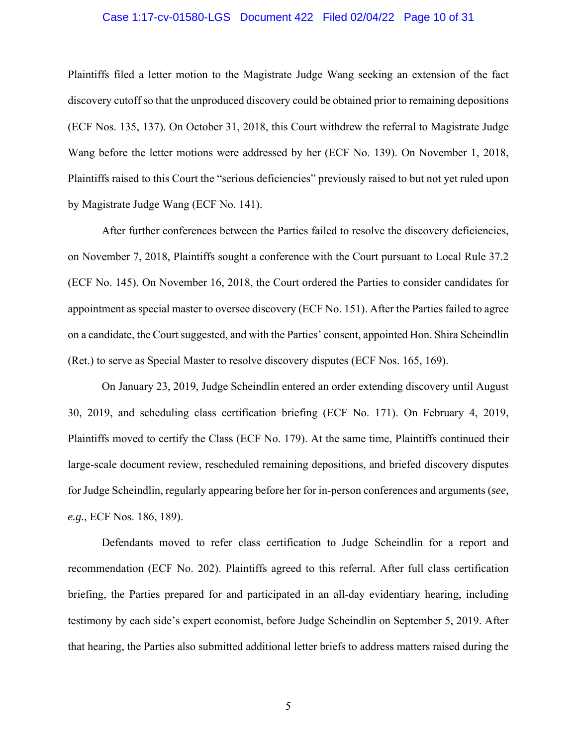Plaintiffs filed a letter motion to the Magistrate Judge Wang seeking an extension of the fact discovery cutoff so that the unproduced discovery could be obtained prior to remaining depositions (ECF Nos. 135, 137). On October 31, 2018, this Court withdrew the referral to Magistrate Judge Wang before the letter motions were addressed by her (ECF No. 139). On November 1, 2018, Plaintiffs raised to this Court the "serious deficiencies" previously raised to but not yet ruled upon by Magistrate Judge Wang (ECF No. 141).

After further conferences between the Parties failed to resolve the discovery deficiencies, on November 7, 2018, Plaintiffs sought a conference with the Court pursuant to Local Rule 37.2 (ECF No. 145). On November 16, 2018, the Court ordered the Parties to consider candidates for appointment as special master to oversee discovery (ECF No. 151). After the Parties failed to agree on a candidate, the Court suggested, and with the Parties' consent, appointed Hon. Shira Scheindlin (Ret.) to serve as Special Master to resolve discovery disputes (ECF Nos. 165, 169).

On January 23, 2019, Judge Scheindlin entered an order extending discovery until August 30, 2019, and scheduling class certification briefing (ECF No. 171). On February 4, 2019, Plaintiffs moved to certify the Class (ECF No. 179). At the same time, Plaintiffs continued their large-scale document review, rescheduled remaining depositions, and briefed discovery disputes for Judge Scheindlin, regularly appearing before her for in-person conferences and arguments (*see, e.g.*, ECF Nos. 186, 189).

Defendants moved to refer class certification to Judge Scheindlin for a report and recommendation (ECF No. 202). Plaintiffs agreed to this referral. After full class certification briefing, the Parties prepared for and participated in an all-day evidentiary hearing, including testimony by each side's expert economist, before Judge Scheindlin on September 5, 2019. After that hearing, the Parties also submitted additional letter briefs to address matters raised during the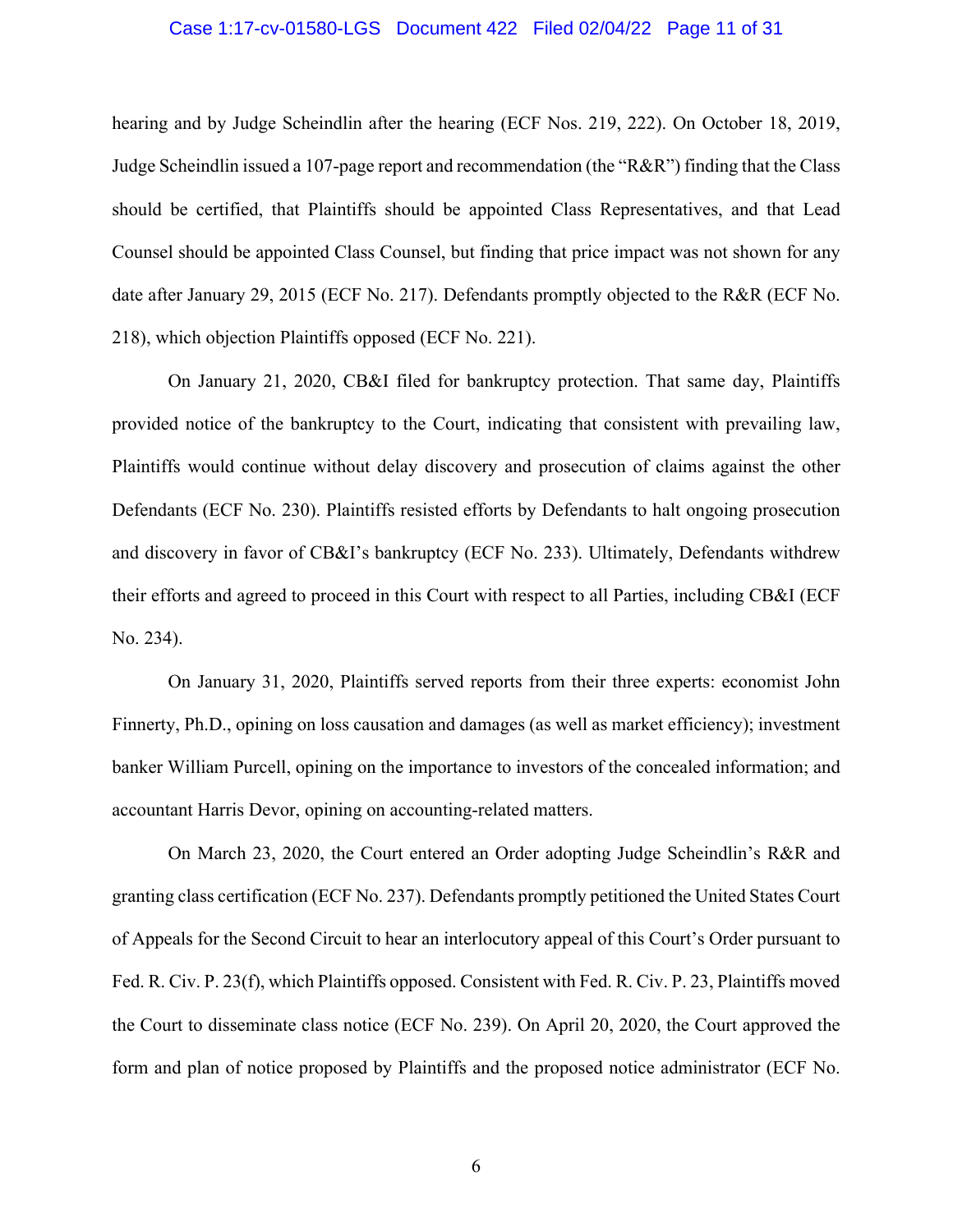hearing and by Judge Scheindlin after the hearing (ECF Nos. 219, 222). On October 18, 2019, Judge Scheindlin issued a 107-page report and recommendation (the "R&R") finding that the Class should be certified, that Plaintiffs should be appointed Class Representatives, and that Lead Counsel should be appointed Class Counsel, but finding that price impact was not shown for any date after January 29, 2015 (ECF No. 217). Defendants promptly objected to the R&R (ECF No. 218), which objection Plaintiffs opposed (ECF No. 221).

On January 21, 2020, CB&I filed for bankruptcy protection. That same day, Plaintiffs provided notice of the bankruptcy to the Court, indicating that consistent with prevailing law, Plaintiffs would continue without delay discovery and prosecution of claims against the other Defendants (ECF No. 230). Plaintiffs resisted efforts by Defendants to halt ongoing prosecution and discovery in favor of CB&I's bankruptcy (ECF No. 233). Ultimately, Defendants withdrew their efforts and agreed to proceed in this Court with respect to all Parties, including CB&I (ECF No. 234).

On January 31, 2020, Plaintiffs served reports from their three experts: economist John Finnerty, Ph.D., opining on loss causation and damages (as well as market efficiency); investment banker William Purcell, opining on the importance to investors of the concealed information; and accountant Harris Devor, opining on accounting-related matters.

On March 23, 2020, the Court entered an Order adopting Judge Scheindlin's R&R and granting class certification (ECF No. 237). Defendants promptly petitioned the United States Court of Appeals for the Second Circuit to hear an interlocutory appeal of this Court's Order pursuant to Fed. R. Civ. P. 23(f), which Plaintiffs opposed. Consistent with Fed. R. Civ. P. 23, Plaintiffs moved the Court to disseminate class notice (ECF No. 239). On April 20, 2020, the Court approved the form and plan of notice proposed by Plaintiffs and the proposed notice administrator (ECF No.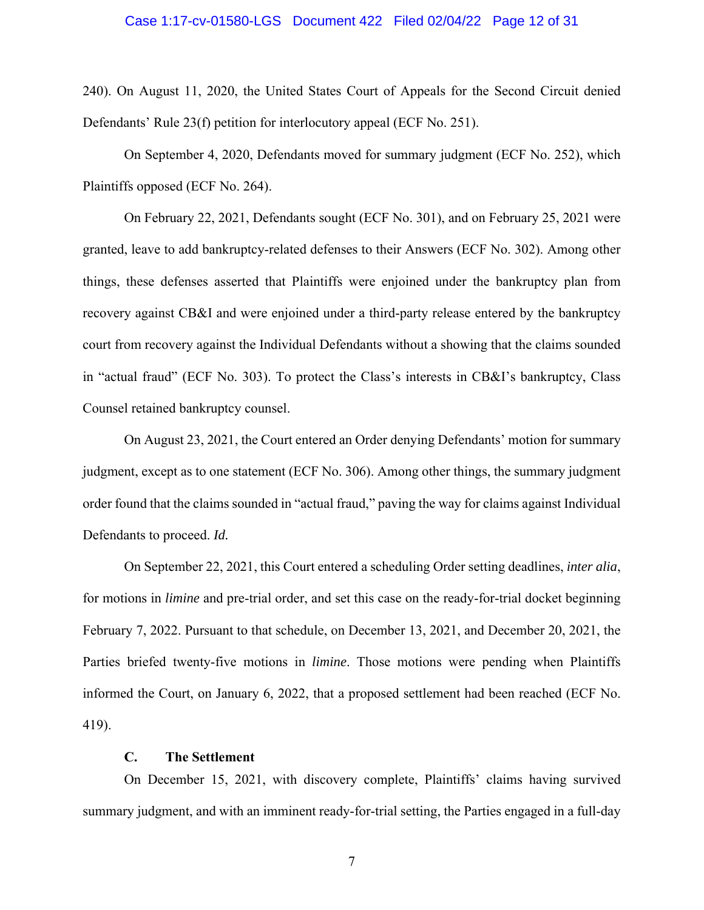240). On August 11, 2020, the United States Court of Appeals for the Second Circuit denied Defendants' Rule 23(f) petition for interlocutory appeal (ECF No. 251).

On September 4, 2020, Defendants moved for summary judgment (ECF No. 252), which Plaintiffs opposed (ECF No. 264).

On February 22, 2021, Defendants sought (ECF No. 301), and on February 25, 2021 were granted, leave to add bankruptcy-related defenses to their Answers (ECF No. 302). Among other things, these defenses asserted that Plaintiffs were enjoined under the bankruptcy plan from recovery against CB&I and were enjoined under a third-party release entered by the bankruptcy court from recovery against the Individual Defendants without a showing that the claims sounded in "actual fraud" (ECF No. 303). To protect the Class's interests in CB&I's bankruptcy, Class Counsel retained bankruptcy counsel.

On August 23, 2021, the Court entered an Order denying Defendants' motion for summary judgment, except as to one statement (ECF No. 306). Among other things, the summary judgment order found that the claims sounded in "actual fraud," paving the way for claims against Individual Defendants to proceed. *Id.*

On September 22, 2021, this Court entered a scheduling Order setting deadlines, *inter alia*, for motions in *limine* and pre-trial order, and set this case on the ready-for-trial docket beginning February 7, 2022. Pursuant to that schedule, on December 13, 2021, and December 20, 2021, the Parties briefed twenty-five motions in *limine*. Those motions were pending when Plaintiffs informed the Court, on January 6, 2022, that a proposed settlement had been reached (ECF No. 419).

### C. The Settlement

On December 15, 2021, with discovery complete, Plaintiffs' claims having survived summary judgment, and with an imminent ready-for-trial setting, the Parties engaged in a full-day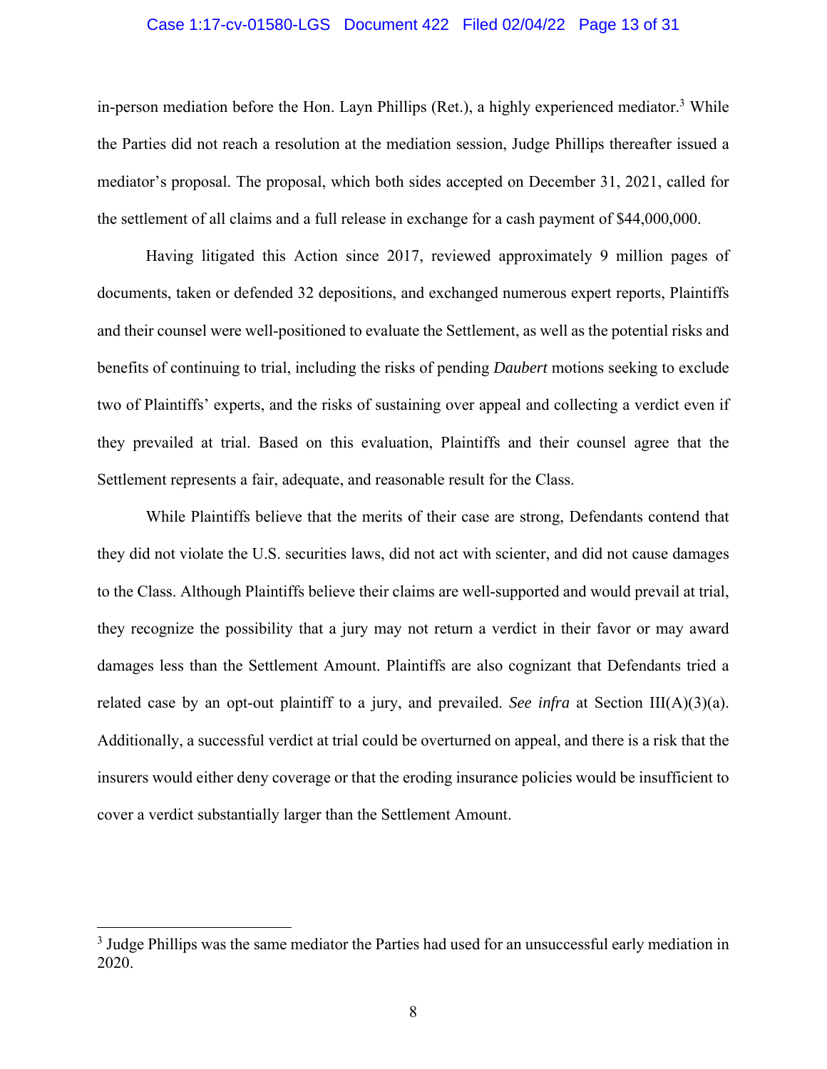in-person mediation before the Hon. Layn Phillips (Ret.), a highly experienced mediator.[3] While the Parties did not reach a resolution at the mediation session, Judge Phillips thereafter issued a mediator's proposal. The proposal, which both sides accepted on December 31, 2021, called for the settlement of all claims and a full release in exchange for a cash payment of $44,000,000.

Having litigated this Action since 2017, reviewed approximately 9 million pages of documents, taken or defended 32 depositions, and exchanged numerous expert reports, Plaintiffs and their counsel were well-positioned to evaluate the Settlement, as well as the potential risks and benefits of continuing to trial, including the risks of pending *Daubert* motions seeking to exclude two of Plaintiffs' experts, and the risks of sustaining over appeal and collecting a verdict even if they prevailed at trial. Based on this evaluation, Plaintiffs and their counsel agree that the Settlement represents a fair, adequate, and reasonable result for the Class.

While Plaintiffs believe that the merits of their case are strong, Defendants contend that they did not violate the U.S. securities laws, did not act with scienter, and did not cause damages to the Class. Although Plaintiffs believe their claims are well-supported and would prevail at trial, they recognize the possibility that a jury may not return a verdict in their favor or may award damages less than the Settlement Amount. Plaintiffs are also cognizant that Defendants tried a related case by an opt-out plaintiff to a jury, and prevailed. *See infra* at Section III(A)(3)(a). Additionally, a successful verdict at trial could be overturned on appeal, and there is a risk that the insurers would either deny coverage or that the eroding insurance policies would be insufficient to cover a verdict substantially larger than the Settlement Amount.

---

[3] Judge Phillips was the same mediator the Parties had used for an unsuccessful early mediation in 2020.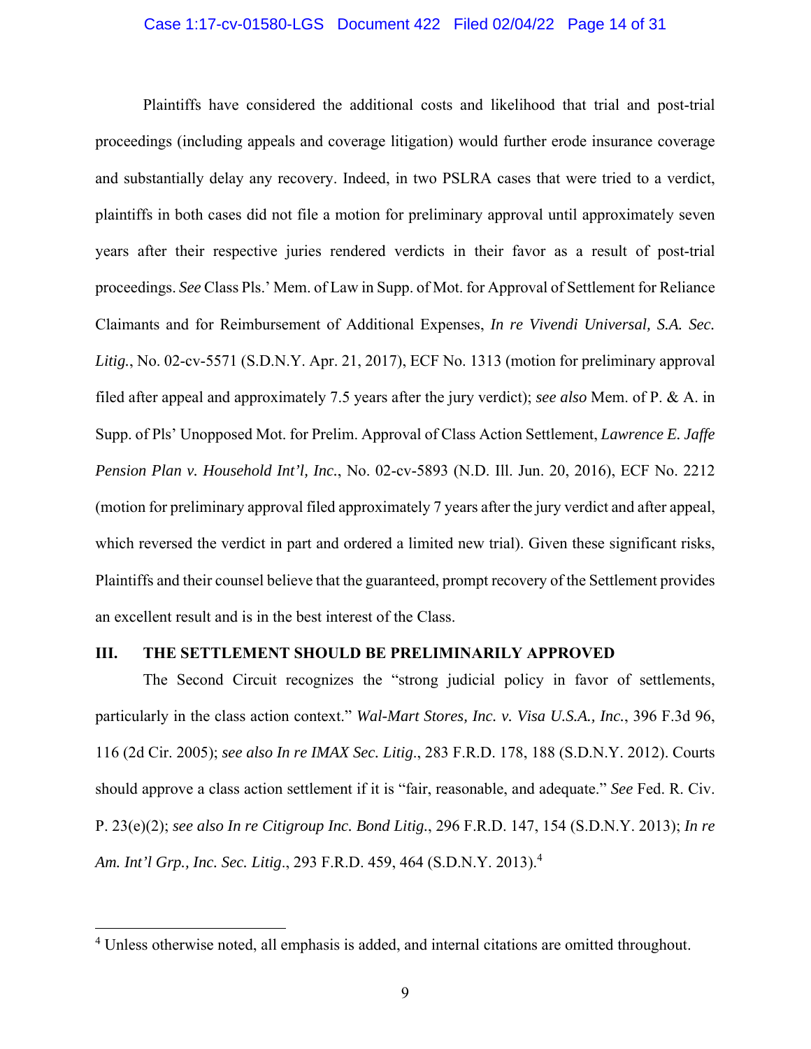Plaintiffs have considered the additional costs and likelihood that trial and post-trial proceedings (including appeals and coverage litigation) would further erode insurance coverage and substantially delay any recovery. Indeed, in two PSLRA cases that were tried to a verdict, plaintiffs in both cases did not file a motion for preliminary approval until approximately seven years after their respective juries rendered verdicts in their favor as a result of post-trial proceedings. *See* Class Pls.' Mem. of Law in Supp. of Mot. for Approval of Settlement for Reliance Claimants and for Reimbursement of Additional Expenses, *In re Vivendi Universal, S.A. Sec. Litig.*, No. 02-cv-5571 (S.D.N.Y. Apr. 21, 2017), ECF No. 1313 (motion for preliminary approval filed after appeal and approximately 7.5 years after the jury verdict); *see also* Mem. of P. & A. in Supp. of Pls' Unopposed Mot. for Prelim. Approval of Class Action Settlement, *Lawrence E. Jaffe Pension Plan v. Household Int'l, Inc.*, No. 02-cv-5893 (N.D. Ill. Jun. 20, 2016), ECF No. 2212 (motion for preliminary approval filed approximately 7 years after the jury verdict and after appeal, which reversed the verdict in part and ordered a limited new trial). Given these significant risks, Plaintiffs and their counsel believe that the guaranteed, prompt recovery of the Settlement provides an excellent result and is in the best interest of the Class.

## III. THE SETTLEMENT SHOULD BE PRELIMINARILY APPROVED

The Second Circuit recognizes the "strong judicial policy in favor of settlements, particularly in the class action context." *Wal-Mart Stores, Inc. v. Visa U.S.A., Inc.*, 396 F.3d 96, 116 (2d Cir. 2005); *see also In re IMAX Sec. Litig.*, 283 F.R.D. 178, 188 (S.D.N.Y. 2012). Courts should approve a class action settlement if it is "fair, reasonable, and adequate." *See* Fed. R. Civ. P. 23(e)(2); *see also In re Citigroup Inc. Bond Litig.*, 296 F.R.D. 147, 154 (S.D.N.Y. 2013); *In re Am. Int'l Grp., Inc. Sec. Litig.*, 293 F.R.D. 459, 464 (S.D.N.Y. 2013).[4]

[4] Unless otherwise noted, all emphasis is added, and internal citations are omitted throughout.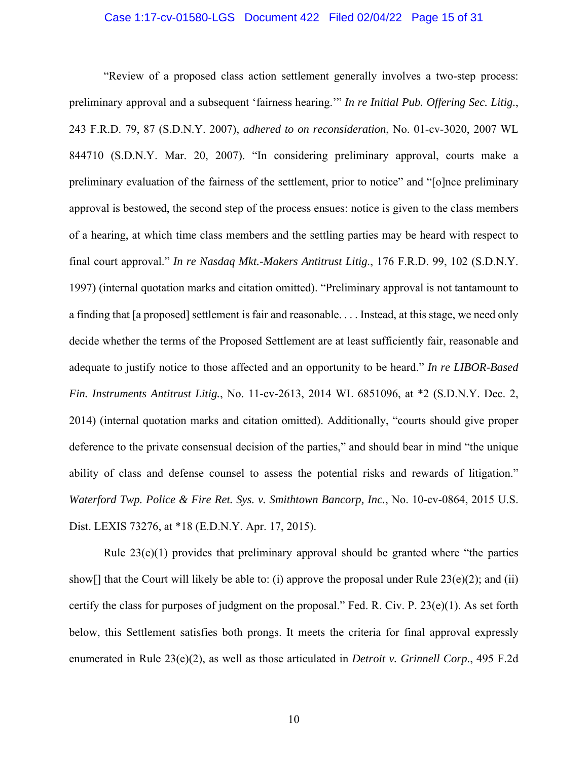"Review of a proposed class action settlement generally involves a two-step process: preliminary approval and a subsequent 'fairness hearing.'" *In re Initial Pub. Offering Sec. Litig.*, 243 F.R.D. 79, 87 (S.D.N.Y. 2007), *adhered to on reconsideration*, No. 01-cv-3020, 2007 WL 844710 (S.D.N.Y. Mar. 20, 2007). "In considering preliminary approval, courts make a preliminary evaluation of the fairness of the settlement, prior to notice" and "[o]nce preliminary approval is bestowed, the second step of the process ensues: notice is given to the class members of a hearing, at which time class members and the settling parties may be heard with respect to final court approval." *In re Nasdaq Mkt.-Makers Antitrust Litig.*, 176 F.R.D. 99, 102 (S.D.N.Y. 1997) (internal quotation marks and citation omitted). "Preliminary approval is not tantamount to a finding that [a proposed] settlement is fair and reasonable. . . . Instead, at this stage, we need only decide whether the terms of the Proposed Settlement are at least sufficiently fair, reasonable and adequate to justify notice to those affected and an opportunity to be heard." *In re LIBOR-Based Fin. Instruments Antitrust Litig.*, No. 11-cv-2613, 2014 WL 6851096, at *2 (S.D.N.Y. Dec. 2, 2014) (internal quotation marks and citation omitted). Additionally, "courts should give proper deference to the private consensual decision of the parties," and should bear in mind "the unique ability of class and defense counsel to assess the potential risks and rewards of litigation." *Waterford Twp. Police & Fire Ret. Sys. v. Smithtown Bancorp, Inc.*, No. 10-cv-0864, 2015 U.S. Dist. LEXIS 73276, at *18 (E.D.N.Y. Apr. 17, 2015).

Rule 23(e)(1) provides that preliminary approval should be granted where "the parties show[] that the Court will likely be able to: (i) approve the proposal under Rule 23(e)(2); and (ii) certify the class for purposes of judgment on the proposal." Fed. R. Civ. P. 23(e)(1). As set forth below, this Settlement satisfies both prongs. It meets the criteria for final approval expressly enumerated in Rule 23(e)(2), as well as those articulated in *Detroit v. Grinnell Corp.*, 495 F.2d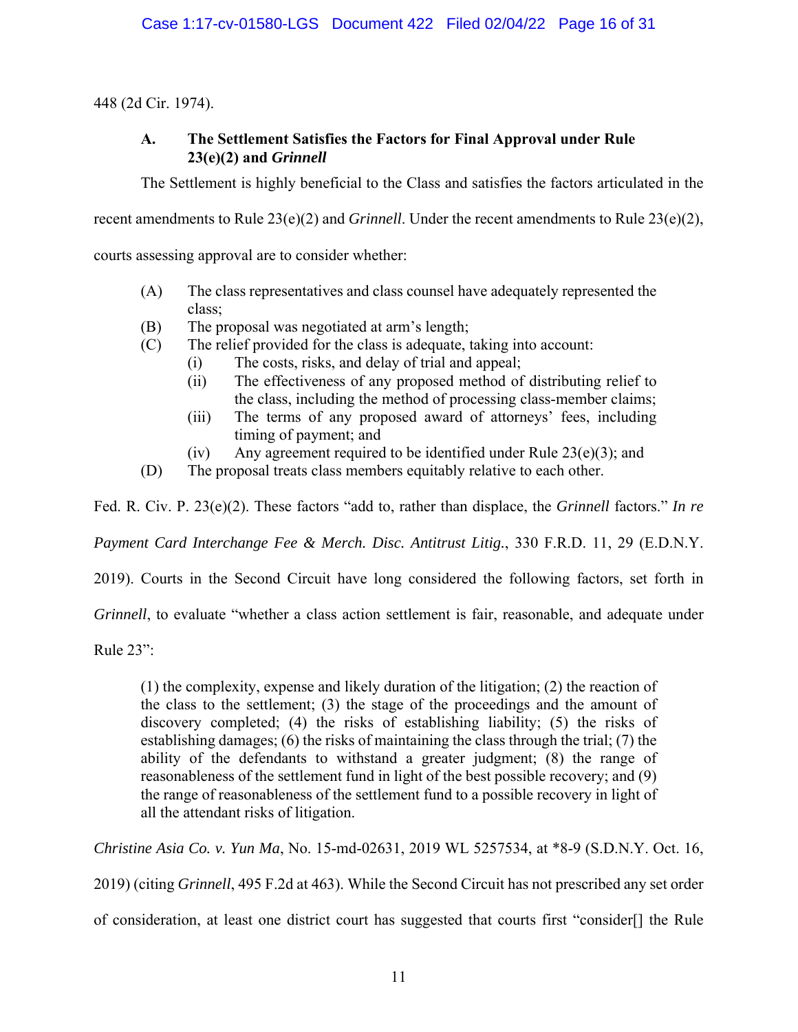448 (2d Cir. 1974).

### A. The Settlement Satisfies the Factors for Final Approval under Rule 23(e)(2) and *Grinnell*

The Settlement is highly beneficial to the Class and satisfies the factors articulated in the recent amendments to Rule 23(e)(2) and *Grinnell*. Under the recent amendments to Rule 23(e)(2), courts assessing approval are to consider whether:

> (A) The class representatives and class counsel have adequately represented the class;
> (B) The proposal was negotiated at arm's length;
> (C) The relief provided for the class is adequate, taking into account:
>   (i) The costs, risks, and delay of trial and appeal;
>   (ii) The effectiveness of any proposed method of distributing relief to the class, including the method of processing class-member claims;
>   (iii) The terms of any proposed award of attorneys' fees, including timing of payment; and
>   (iv) Any agreement required to be identified under Rule 23(e)(3); and
> (D) The proposal treats class members equitably relative to each other.

Fed. R. Civ. P. 23(e)(2). These factors "add to, rather than displace, the *Grinnell* factors." *In re Payment Card Interchange Fee & Merch. Disc. Antitrust Litig.*, 330 F.R.D. 11, 29 (E.D.N.Y. 2019). Courts in the Second Circuit have long considered the following factors, set forth in *Grinnell*, to evaluate "whether a class action settlement is fair, reasonable, and adequate under Rule 23":

> (1) the complexity, expense and likely duration of the litigation; (2) the reaction of the class to the settlement; (3) the stage of the proceedings and the amount of discovery completed; (4) the risks of establishing liability; (5) the risks of establishing damages; (6) the risks of maintaining the class through the trial; (7) the ability of the defendants to withstand a greater judgment; (8) the range of reasonableness of the settlement fund in light of the best possible recovery; and (9) the range of reasonableness of the settlement fund to a possible recovery in light of all the attendant risks of litigation.

*Christine Asia Co. v. Yun Ma*, No. 15-md-02631, 2019 WL 5257534, at *8-9 (S.D.N.Y. Oct. 16, 2019) (citing *Grinnell*, 495 F.2d at 463). While the Second Circuit has not prescribed any set order of consideration, at least one district court has suggested that courts first "consider[] the Rule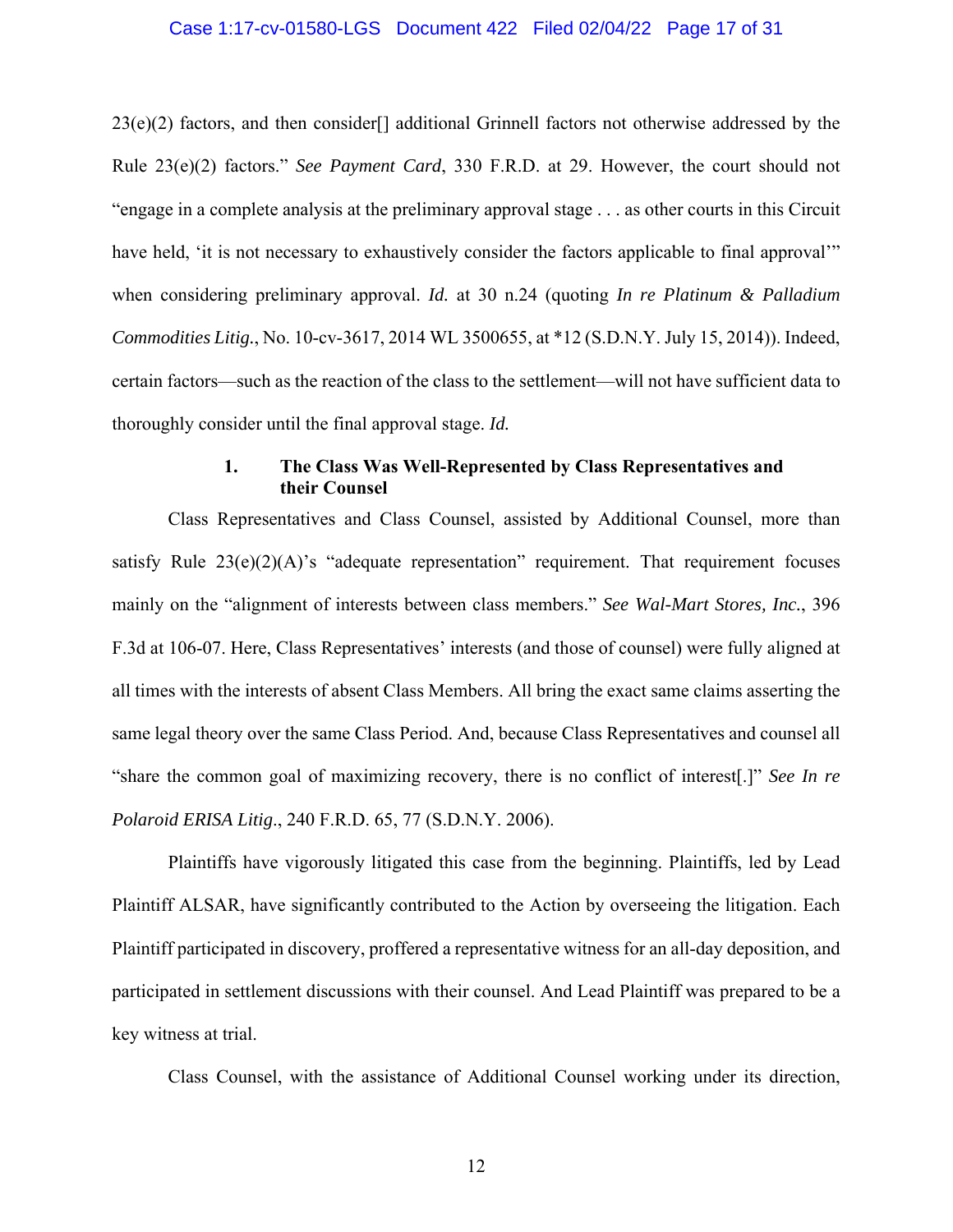23(e)(2) factors, and then consider[] additional Grinnell factors not otherwise addressed by the Rule 23(e)(2) factors." *See Payment Card*, 330 F.R.D. at 29. However, the court should not "engage in a complete analysis at the preliminary approval stage . . . as other courts in this Circuit have held, 'it is not necessary to exhaustively consider the factors applicable to final approval'" when considering preliminary approval. *Id.* at 30 n.24 (quoting *In re Platinum & Palladium Commodities Litig.*, No. 10-cv-3617, 2014 WL 3500655, at *12 (S.D.N.Y. July 15, 2014)). Indeed, certain factors—such as the reaction of the class to the settlement—will not have sufficient data to thoroughly consider until the final approval stage. *Id.*

### 1. The Class Was Well-Represented by Class Representatives and their Counsel

Class Representatives and Class Counsel, assisted by Additional Counsel, more than satisfy Rule 23(e)(2)(A)'s "adequate representation" requirement. That requirement focuses mainly on the "alignment of interests between class members." *See Wal-Mart Stores, Inc.*, 396 F.3d at 106-07. Here, Class Representatives' interests (and those of counsel) were fully aligned at all times with the interests of absent Class Members. All bring the exact same claims asserting the same legal theory over the same Class Period. And, because Class Representatives and counsel all "share the common goal of maximizing recovery, there is no conflict of interest[.]" *See In re Polaroid ERISA Litig.*, 240 F.R.D. 65, 77 (S.D.N.Y. 2006).

Plaintiffs have vigorously litigated this case from the beginning. Plaintiffs, led by Lead Plaintiff ALSAR, have significantly contributed to the Action by overseeing the litigation. Each Plaintiff participated in discovery, proffered a representative witness for an all-day deposition, and participated in settlement discussions with their counsel. And Lead Plaintiff was prepared to be a key witness at trial.

Class Counsel, with the assistance of Additional Counsel working under its direction,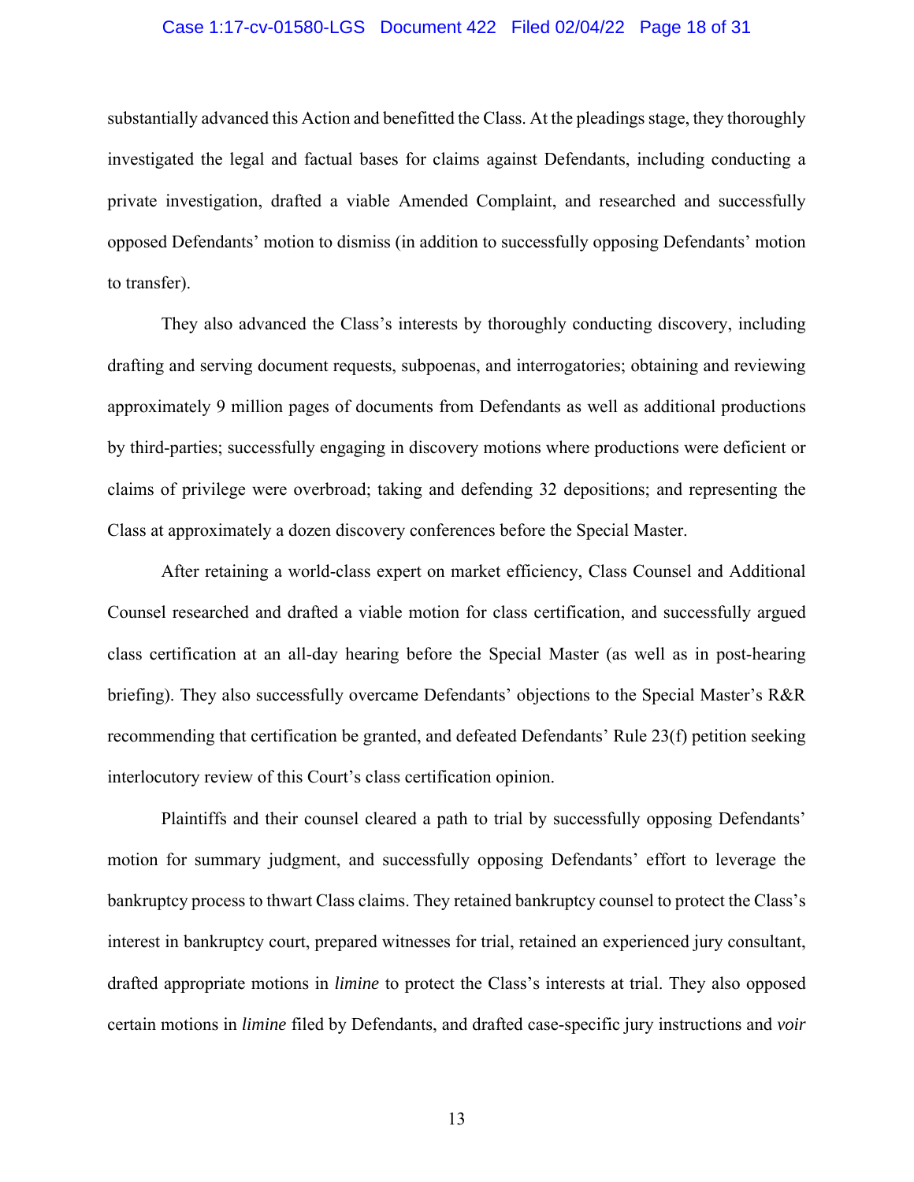substantially advanced this Action and benefitted the Class. At the pleadings stage, they thoroughly investigated the legal and factual bases for claims against Defendants, including conducting a private investigation, drafted a viable Amended Complaint, and researched and successfully opposed Defendants' motion to dismiss (in addition to successfully opposing Defendants' motion to transfer).

They also advanced the Class's interests by thoroughly conducting discovery, including drafting and serving document requests, subpoenas, and interrogatories; obtaining and reviewing approximately 9 million pages of documents from Defendants as well as additional productions by third-parties; successfully engaging in discovery motions where productions were deficient or claims of privilege were overbroad; taking and defending 32 depositions; and representing the Class at approximately a dozen discovery conferences before the Special Master.

After retaining a world-class expert on market efficiency, Class Counsel and Additional Counsel researched and drafted a viable motion for class certification, and successfully argued class certification at an all-day hearing before the Special Master (as well as in post-hearing briefing). They also successfully overcame Defendants' objections to the Special Master's R&R recommending that certification be granted, and defeated Defendants' Rule 23(f) petition seeking interlocutory review of this Court's class certification opinion.

Plaintiffs and their counsel cleared a path to trial by successfully opposing Defendants' motion for summary judgment, and successfully opposing Defendants' effort to leverage the bankruptcy process to thwart Class claims. They retained bankruptcy counsel to protect the Class's interest in bankruptcy court, prepared witnesses for trial, retained an experienced jury consultant, drafted appropriate motions in *limine* to protect the Class's interests at trial. They also opposed certain motions in *limine* filed by Defendants, and drafted case-specific jury instructions and *voir*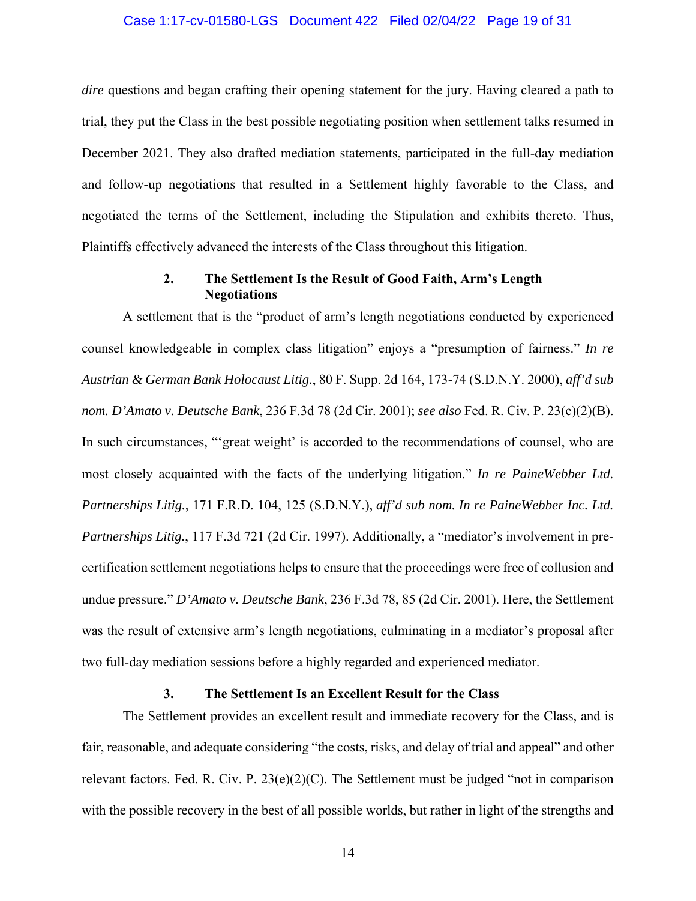*dire* questions and began crafting their opening statement for the jury. Having cleared a path to trial, they put the Class in the best possible negotiating position when settlement talks resumed in December 2021. They also drafted mediation statements, participated in the full-day mediation and follow-up negotiations that resulted in a Settlement highly favorable to the Class, and negotiated the terms of the Settlement, including the Stipulation and exhibits thereto. Thus, Plaintiffs effectively advanced the interests of the Class throughout this litigation.

### 2. The Settlement Is the Result of Good Faith, Arm's Length Negotiations

A settlement that is the "product of arm's length negotiations conducted by experienced counsel knowledgeable in complex class litigation" enjoys a "presumption of fairness." *In re Austrian & German Bank Holocaust Litig.*, 80 F. Supp. 2d 164, 173-74 (S.D.N.Y. 2000), *aff'd sub nom. D'Amato v. Deutsche Bank*, 236 F.3d 78 (2d Cir. 2001); *see also* Fed. R. Civ. P. 23(e)(2)(B). In such circumstances, "'great weight' is accorded to the recommendations of counsel, who are most closely acquainted with the facts of the underlying litigation." *In re PaineWebber Ltd. Partnerships Litig.*, 171 F.R.D. 104, 125 (S.D.N.Y.), *aff'd sub nom. In re PaineWebber Inc. Ltd. Partnerships Litig.*, 117 F.3d 721 (2d Cir. 1997). Additionally, a "mediator's involvement in pre-certification settlement negotiations helps to ensure that the proceedings were free of collusion and undue pressure." *D'Amato v. Deutsche Bank*, 236 F.3d 78, 85 (2d Cir. 2001). Here, the Settlement was the result of extensive arm's length negotiations, culminating in a mediator's proposal after two full-day mediation sessions before a highly regarded and experienced mediator.

### 3. The Settlement Is an Excellent Result for the Class

The Settlement provides an excellent result and immediate recovery for the Class, and is fair, reasonable, and adequate considering "the costs, risks, and delay of trial and appeal" and other relevant factors. Fed. R. Civ. P. 23(e)(2)(C). The Settlement must be judged "not in comparison with the possible recovery in the best of all possible worlds, but rather in light of the strengths and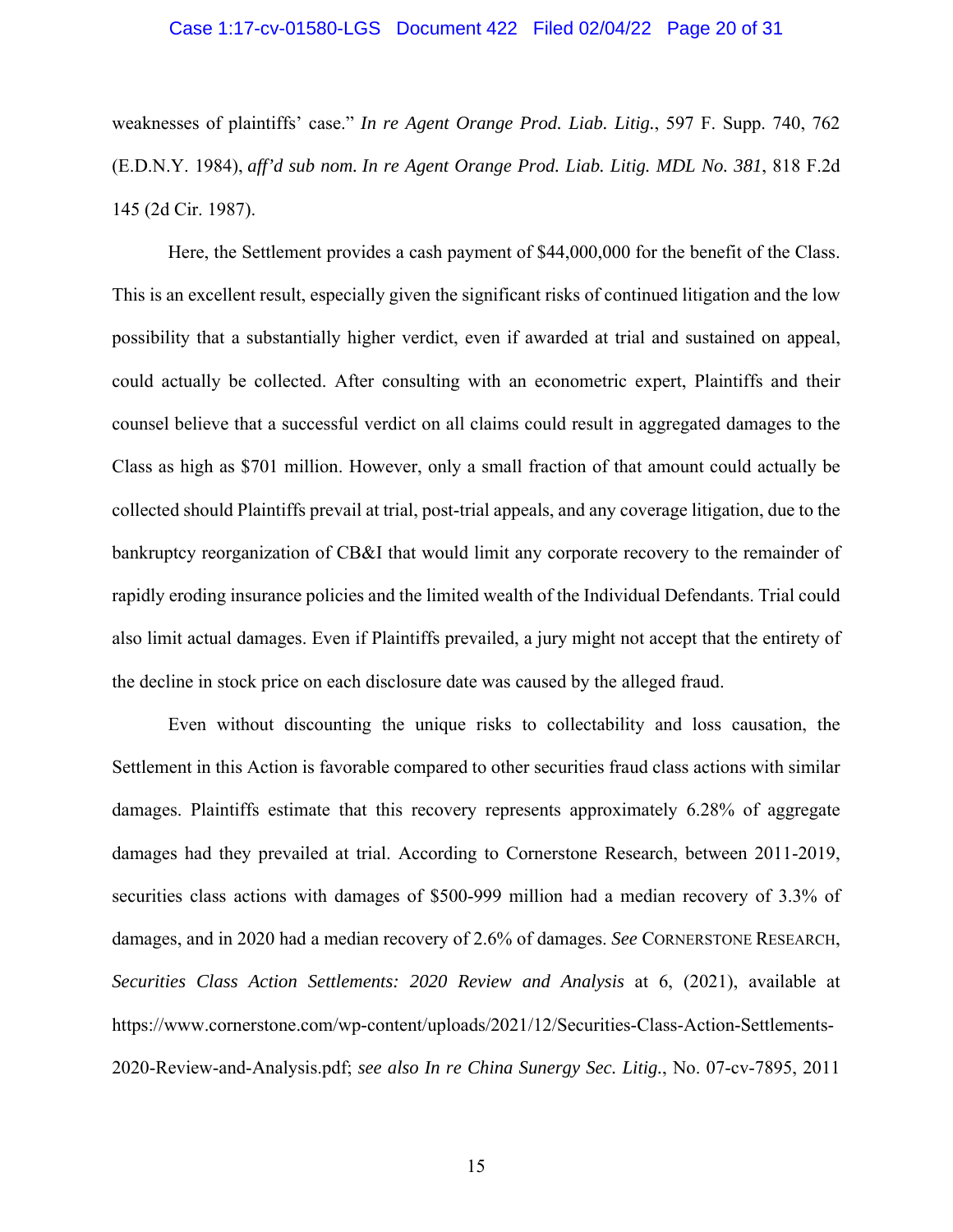weaknesses of plaintiffs' case." *In re Agent Orange Prod. Liab. Litig.*, 597 F. Supp. 740, 762 (E.D.N.Y. 1984), *aff'd sub nom. In re Agent Orange Prod. Liab. Litig. MDL No. 381*, 818 F.2d 145 (2d Cir. 1987).

Here, the Settlement provides a cash payment of $44,000,000 for the benefit of the Class. This is an excellent result, especially given the significant risks of continued litigation and the low possibility that a substantially higher verdict, even if awarded at trial and sustained on appeal, could actually be collected. After consulting with an econometric expert, Plaintiffs and their counsel believe that a successful verdict on all claims could result in aggregated damages to the Class as high as $701 million. However, only a small fraction of that amount could actually be collected should Plaintiffs prevail at trial, post-trial appeals, and any coverage litigation, due to the bankruptcy reorganization of CB&I that would limit any corporate recovery to the remainder of rapidly eroding insurance policies and the limited wealth of the Individual Defendants. Trial could also limit actual damages. Even if Plaintiffs prevailed, a jury might not accept that the entirety of the decline in stock price on each disclosure date was caused by the alleged fraud.

Even without discounting the unique risks to collectability and loss causation, the Settlement in this Action is favorable compared to other securities fraud class actions with similar damages. Plaintiffs estimate that this recovery represents approximately 6.28% of aggregate damages had they prevailed at trial. According to Cornerstone Research, between 2011-2019, securities class actions with damages of $500-999 million had a median recovery of 3.3% of damages, and in 2020 had a median recovery of 2.6% of damages. *See* CORNERSTONE RESEARCH, *Securities Class Action Settlements: 2020 Review and Analysis* at 6, (2021), available at https://www.cornerstone.com/wp-content/uploads/2021/12/Securities-Class-Action-Settlements-2020-Review-and-Analysis.pdf; *see also In re China Sunergy Sec. Litig.*, No. 07-cv-7895, 2011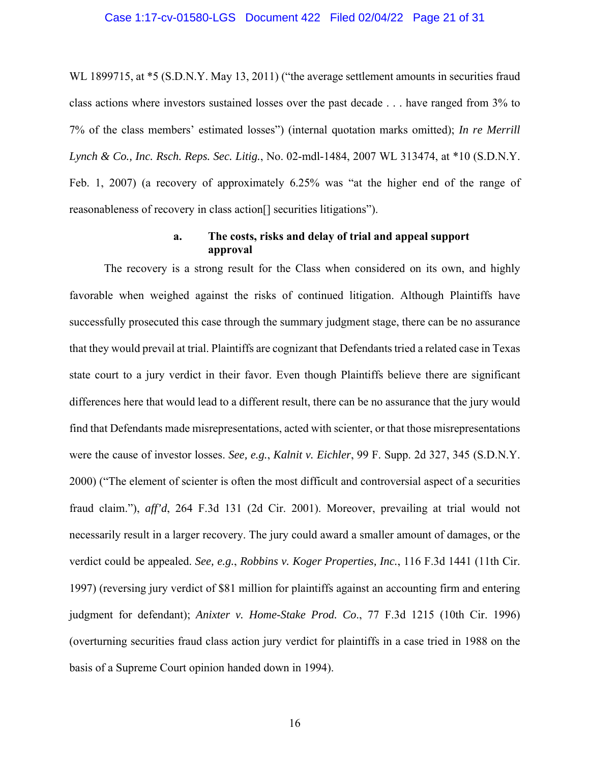WL 1899715, at *5 (S.D.N.Y. May 13, 2011) ("the average settlement amounts in securities fraud class actions where investors sustained losses over the past decade . . . have ranged from 3% to 7% of the class members' estimated losses") (internal quotation marks omitted); *In re Merrill Lynch & Co., Inc. Rsch. Reps. Sec. Litig.*, No. 02-mdl-1484, 2007 WL 313474, at *10 (S.D.N.Y. Feb. 1, 2007) (a recovery of approximately 6.25% was "at the higher end of the range of reasonableness of recovery in class action[] securities litigations").

#### a. The costs, risks and delay of trial and appeal support approval

The recovery is a strong result for the Class when considered on its own, and highly favorable when weighed against the risks of continued litigation. Although Plaintiffs have successfully prosecuted this case through the summary judgment stage, there can be no assurance that they would prevail at trial. Plaintiffs are cognizant that Defendants tried a related case in Texas state court to a jury verdict in their favor. Even though Plaintiffs believe there are significant differences here that would lead to a different result, there can be no assurance that the jury would find that Defendants made misrepresentations, acted with scienter, or that those misrepresentations were the cause of investor losses. *See, e.g.*, *Kalnit v. Eichler*, 99 F. Supp. 2d 327, 345 (S.D.N.Y. 2000) ("The element of scienter is often the most difficult and controversial aspect of a securities fraud claim."), *aff'd*, 264 F.3d 131 (2d Cir. 2001). Moreover, prevailing at trial would not necessarily result in a larger recovery. The jury could award a smaller amount of damages, or the verdict could be appealed. *See, e.g.*, *Robbins v. Koger Properties, Inc.*, 116 F.3d 1441 (11th Cir. 1997) (reversing jury verdict of $81 million for plaintiffs against an accounting firm and entering judgment for defendant); *Anixter v. Home-Stake Prod. Co.*, 77 F.3d 1215 (10th Cir. 1996) (overturning securities fraud class action jury verdict for plaintiffs in a case tried in 1988 on the basis of a Supreme Court opinion handed down in 1994).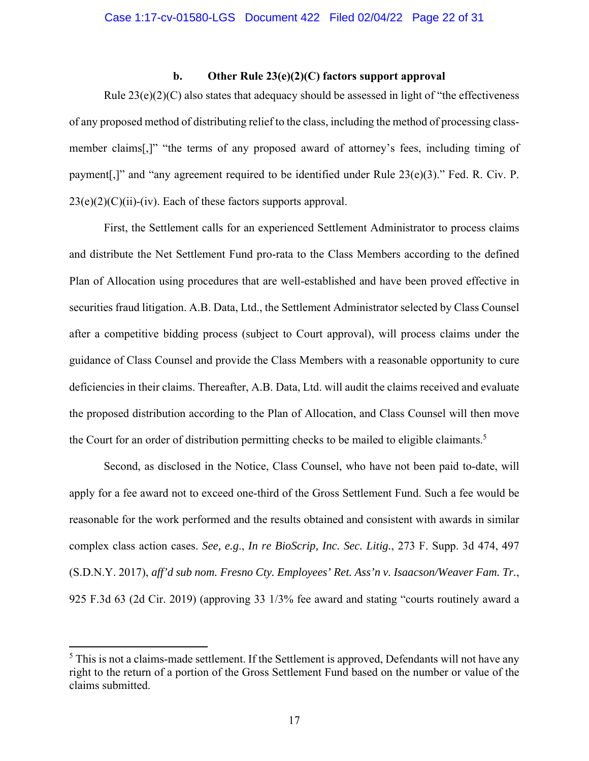### b. Other Rule 23(e)(2)(C) factors support approval

Rule 23(e)(2)(C) also states that adequacy should be assessed in light of "the effectiveness of any proposed method of distributing relief to the class, including the method of processing class-member claims[,]" "the terms of any proposed award of attorney's fees, including timing of payment[,]" and "any agreement required to be identified under Rule 23(e)(3)." Fed. R. Civ. P. 23(e)(2)(C)(ii)-(iv). Each of these factors supports approval.

First, the Settlement calls for an experienced Settlement Administrator to process claims and distribute the Net Settlement Fund pro-rata to the Class Members according to the defined Plan of Allocation using procedures that are well-established and have been proved effective in securities fraud litigation. A.B. Data, Ltd., the Settlement Administrator selected by Class Counsel after a competitive bidding process (subject to Court approval), will process claims under the guidance of Class Counsel and provide the Class Members with a reasonable opportunity to cure deficiencies in their claims. Thereafter, A.B. Data, Ltd. will audit the claims received and evaluate the proposed distribution according to the Plan of Allocation, and Class Counsel will then move the Court for an order of distribution permitting checks to be mailed to eligible claimants.[5]

Second, as disclosed in the Notice, Class Counsel, who have not been paid to-date, will apply for a fee award not to exceed one-third of the Gross Settlement Fund. Such a fee would be reasonable for the work performed and the results obtained and consistent with awards in similar complex class action cases. *See, e.g.*, *In re BioScrip, Inc. Sec. Litig.*, 273 F. Supp. 3d 474, 497 (S.D.N.Y. 2017), *aff'd sub nom. Fresno Cty. Employees' Ret. Ass'n v. Isaacson/Weaver Fam. Tr.*, 925 F.3d 63 (2d Cir. 2019) (approving 33 1/3% fee award and stating "courts routinely award a

---

[5] This is not a claims-made settlement. If the Settlement is approved, Defendants will not have any right to the return of a portion of the Gross Settlement Fund based on the number or value of the claims submitted.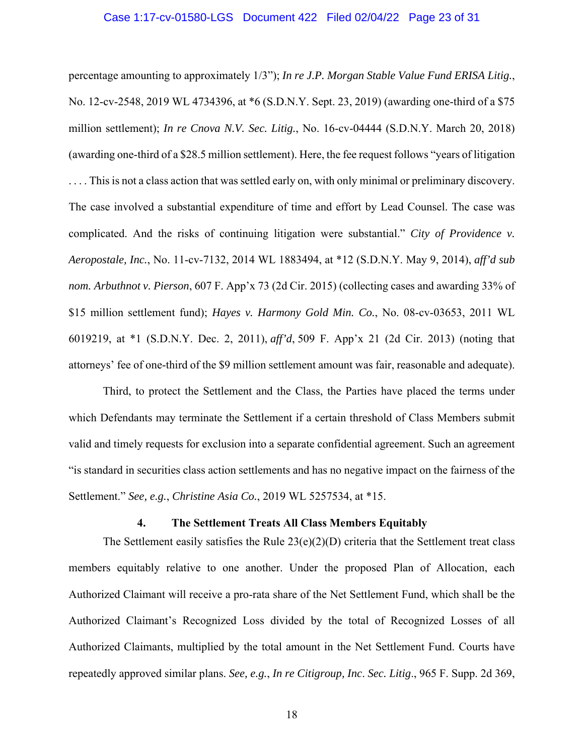percentage amounting to approximately 1/3"); *In re J.P. Morgan Stable Value Fund ERISA Litig.*, No. 12-cv-2548, 2019 WL 4734396, at *6 (S.D.N.Y. Sept. 23, 2019) (awarding one-third of a $75 million settlement); *In re Cnova N.V. Sec. Litig.*, No. 16-cv-04444 (S.D.N.Y. March 20, 2018) (awarding one-third of a $28.5 million settlement). Here, the fee request follows "years of litigation . . . . This is not a class action that was settled early on, with only minimal or preliminary discovery. The case involved a substantial expenditure of time and effort by Lead Counsel. The case was complicated. And the risks of continuing litigation were substantial." *City of Providence v. Aeropostale, Inc.*, No. 11-cv-7132, 2014 WL 1883494, at *12 (S.D.N.Y. May 9, 2014), *aff'd sub nom. Arbuthnot v. Pierson*, 607 F. App'x 73 (2d Cir. 2015) (collecting cases and awarding 33% of $15 million settlement fund); *Hayes v. Harmony Gold Min. Co.*, No. 08-cv-03653, 2011 WL 6019219, at *1 (S.D.N.Y. Dec. 2, 2011), *aff'd*, 509 F. App'x 21 (2d Cir. 2013) (noting that attorneys' fee of one-third of the $9 million settlement amount was fair, reasonable and adequate).

Third, to protect the Settlement and the Class, the Parties have placed the terms under which Defendants may terminate the Settlement if a certain threshold of Class Members submit valid and timely requests for exclusion into a separate confidential agreement. Such an agreement "is standard in securities class action settlements and has no negative impact on the fairness of the Settlement." *See, e.g.*, *Christine Asia Co.*, 2019 WL 5257534, at *15.

### 4. The Settlement Treats All Class Members Equitably

The Settlement easily satisfies the Rule 23(e)(2)(D) criteria that the Settlement treat class members equitably relative to one another. Under the proposed Plan of Allocation, each Authorized Claimant will receive a pro-rata share of the Net Settlement Fund, which shall be the Authorized Claimant's Recognized Loss divided by the total of Recognized Losses of all Authorized Claimants, multiplied by the total amount in the Net Settlement Fund. Courts have repeatedly approved similar plans. *See, e.g.*, *In re Citigroup, Inc. Sec. Litig*., 965 F. Supp. 2d 369,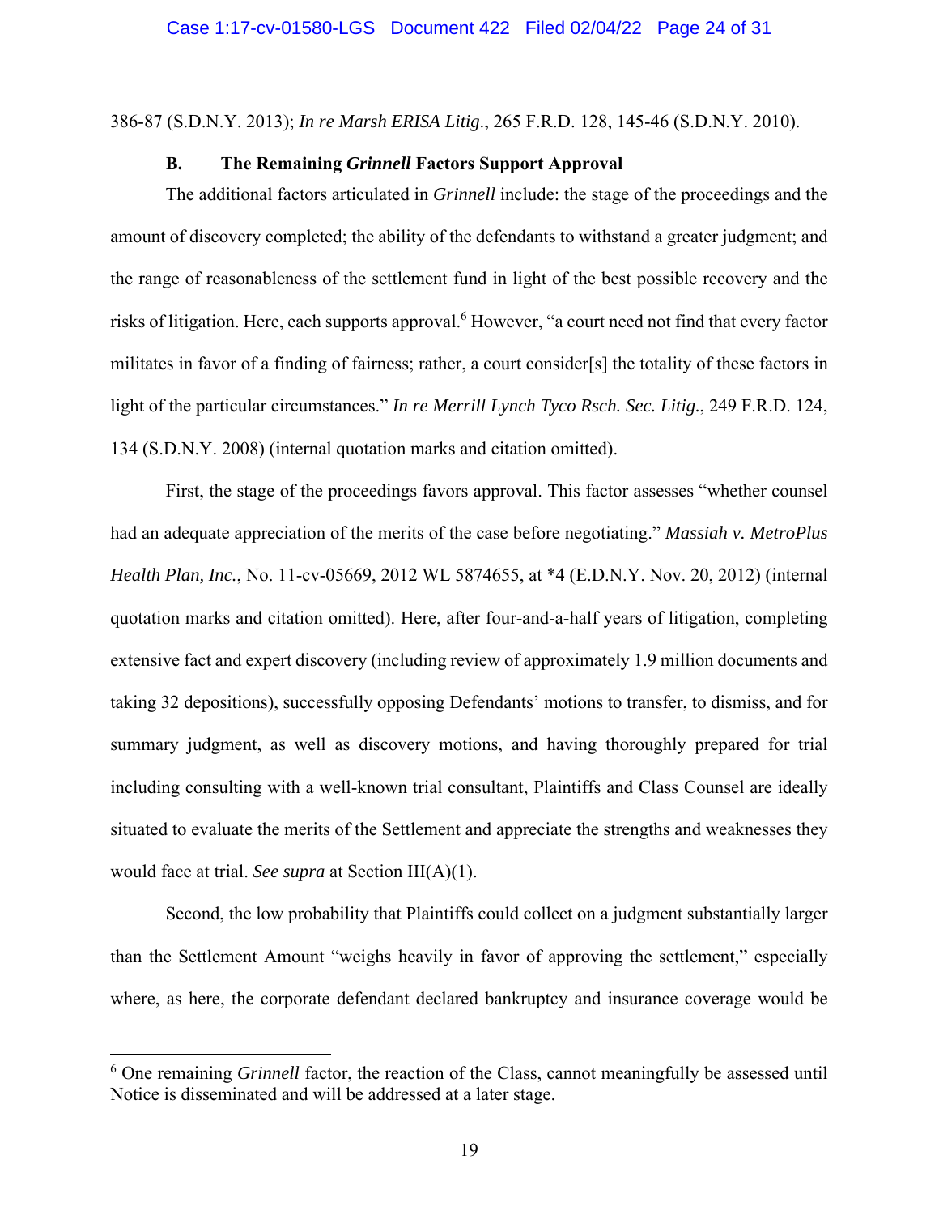386-87 (S.D.N.Y. 2013); *In re Marsh ERISA Litig*., 265 F.R.D. 128, 145-46 (S.D.N.Y. 2010).

### B. The Remaining *Grinnell* Factors Support Approval

The additional factors articulated in *Grinnell* include: the stage of the proceedings and the amount of discovery completed; the ability of the defendants to withstand a greater judgment; and the range of reasonableness of the settlement fund in light of the best possible recovery and the risks of litigation. Here, each supports approval.[6] However, "a court need not find that every factor militates in favor of a finding of fairness; rather, a court consider[s] the totality of these factors in light of the particular circumstances." *In re Merrill Lynch Tyco Rsch. Sec. Litig.*, 249 F.R.D. 124, 134 (S.D.N.Y. 2008) (internal quotation marks and citation omitted).

First, the stage of the proceedings favors approval. This factor assesses "whether counsel had an adequate appreciation of the merits of the case before negotiating." *Massiah v. MetroPlus Health Plan, Inc.*, No. 11-cv-05669, 2012 WL 5874655, at *4 (E.D.N.Y. Nov. 20, 2012) (internal quotation marks and citation omitted). Here, after four-and-a-half years of litigation, completing extensive fact and expert discovery (including review of approximately 1.9 million documents and taking 32 depositions), successfully opposing Defendants' motions to transfer, to dismiss, and for summary judgment, as well as discovery motions, and having thoroughly prepared for trial including consulting with a well-known trial consultant, Plaintiffs and Class Counsel are ideally situated to evaluate the merits of the Settlement and appreciate the strengths and weaknesses they would face at trial. *See supra* at Section III(A)(1).

Second, the low probability that Plaintiffs could collect on a judgment substantially larger than the Settlement Amount "weighs heavily in favor of approving the settlement," especially where, as here, the corporate defendant declared bankruptcy and insurance coverage would be

---

[6] One remaining *Grinnell* factor, the reaction of the Class, cannot meaningfully be assessed until Notice is disseminated and will be addressed at a later stage.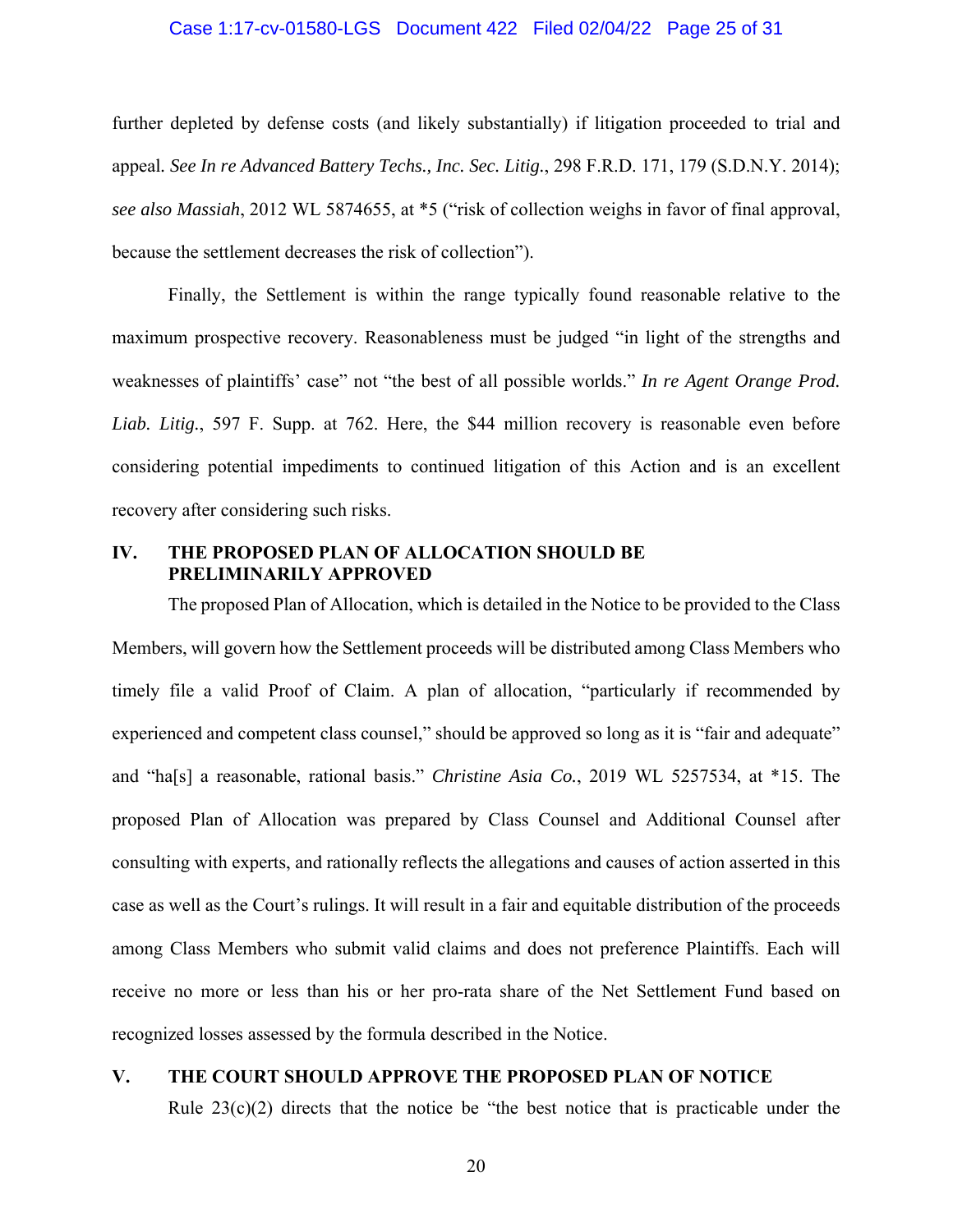further depleted by defense costs (and likely substantially) if litigation proceeded to trial and appeal. *See In re Advanced Battery Techs., Inc. Sec. Litig.*, 298 F.R.D. 171, 179 (S.D.N.Y. 2014); *see also Massiah*, 2012 WL 5874655, at *5 ("risk of collection weighs in favor of final approval, because the settlement decreases the risk of collection").

Finally, the Settlement is within the range typically found reasonable relative to the maximum prospective recovery. Reasonableness must be judged "in light of the strengths and weaknesses of plaintiffs' case" not "the best of all possible worlds." *In re Agent Orange Prod. Liab. Litig.*, 597 F. Supp. at 762. Here, the $44 million recovery is reasonable even before considering potential impediments to continued litigation of this Action and is an excellent recovery after considering such risks.

## IV. THE PROPOSED PLAN OF ALLOCATION SHOULD BE PRELIMINARILY APPROVED

The proposed Plan of Allocation, which is detailed in the Notice to be provided to the Class Members, will govern how the Settlement proceeds will be distributed among Class Members who timely file a valid Proof of Claim. A plan of allocation, "particularly if recommended by experienced and competent class counsel," should be approved so long as it is "fair and adequate" and "ha[s] a reasonable, rational basis." *Christine Asia Co.*, 2019 WL 5257534, at *15. The proposed Plan of Allocation was prepared by Class Counsel and Additional Counsel after consulting with experts, and rationally reflects the allegations and causes of action asserted in this case as well as the Court's rulings. It will result in a fair and equitable distribution of the proceeds among Class Members who submit valid claims and does not preference Plaintiffs. Each will receive no more or less than his or her pro-rata share of the Net Settlement Fund based on recognized losses assessed by the formula described in the Notice.

## V. THE COURT SHOULD APPROVE THE PROPOSED PLAN OF NOTICE

Rule 23(c)(2) directs that the notice be "the best notice that is practicable under the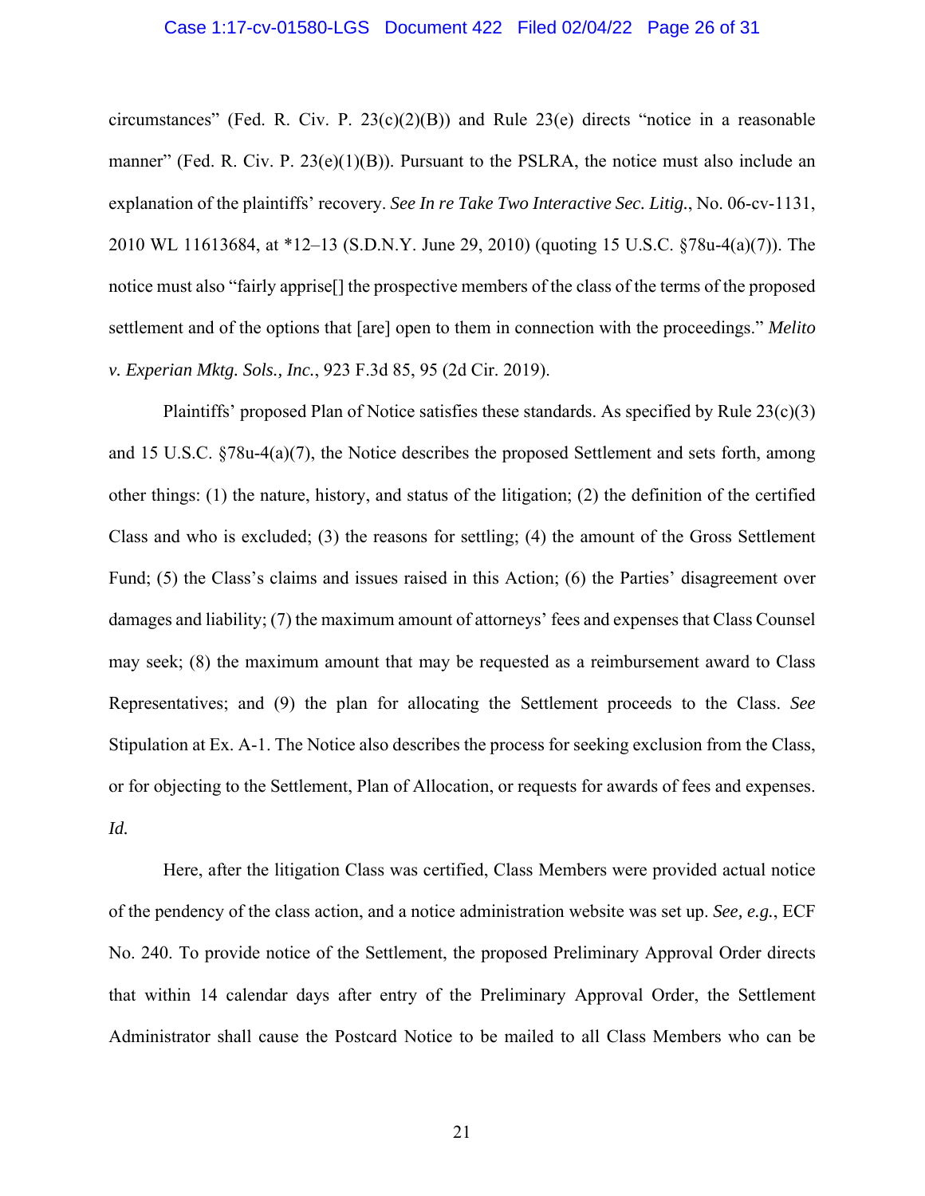circumstances" (Fed. R. Civ. P. 23(c)(2)(B)) and Rule 23(e) directs "notice in a reasonable manner" (Fed. R. Civ. P. 23(e)(1)(B)). Pursuant to the PSLRA, the notice must also include an explanation of the plaintiffs' recovery. *See In re Take Two Interactive Sec. Litig.*, No. 06-cv-1131, 2010 WL 11613684, at *12–13 (S.D.N.Y. June 29, 2010) (quoting 15 U.S.C. §78u-4(a)(7)). The notice must also "fairly apprise[] the prospective members of the class of the terms of the proposed settlement and of the options that [are] open to them in connection with the proceedings." *Melito v. Experian Mktg. Sols., Inc.*, 923 F.3d 85, 95 (2d Cir. 2019).

Plaintiffs' proposed Plan of Notice satisfies these standards. As specified by Rule 23(c)(3) and 15 U.S.C. §78u-4(a)(7), the Notice describes the proposed Settlement and sets forth, among other things: (1) the nature, history, and status of the litigation; (2) the definition of the certified Class and who is excluded; (3) the reasons for settling; (4) the amount of the Gross Settlement Fund; (5) the Class's claims and issues raised in this Action; (6) the Parties' disagreement over damages and liability; (7) the maximum amount of attorneys' fees and expenses that Class Counsel may seek; (8) the maximum amount that may be requested as a reimbursement award to Class Representatives; and (9) the plan for allocating the Settlement proceeds to the Class. *See* Stipulation at Ex. A-1. The Notice also describes the process for seeking exclusion from the Class, or for objecting to the Settlement, Plan of Allocation, or requests for awards of fees and expenses. *Id.*

Here, after the litigation Class was certified, Class Members were provided actual notice of the pendency of the class action, and a notice administration website was set up. *See, e.g.*, ECF No. 240. To provide notice of the Settlement, the proposed Preliminary Approval Order directs that within 14 calendar days after entry of the Preliminary Approval Order, the Settlement Administrator shall cause the Postcard Notice to be mailed to all Class Members who can be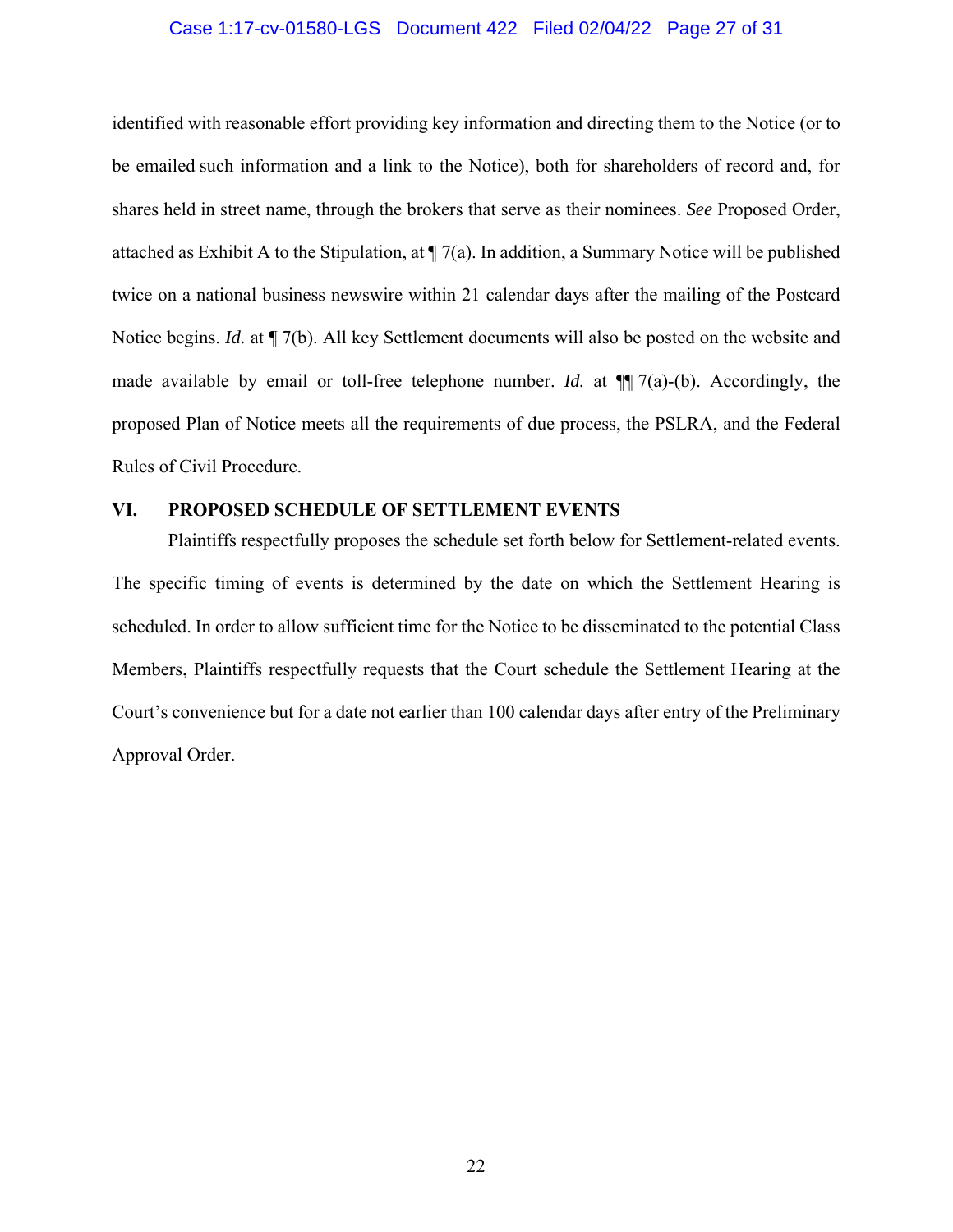identified with reasonable effort providing key information and directing them to the Notice (or to be emailed such information and a link to the Notice), both for shareholders of record and, for shares held in street name, through the brokers that serve as their nominees. *See* Proposed Order, attached as Exhibit A to the Stipulation, at ¶ 7(a). In addition, a Summary Notice will be published twice on a national business newswire within 21 calendar days after the mailing of the Postcard Notice begins. *Id.* at ¶ 7(b). All key Settlement documents will also be posted on the website and made available by email or toll-free telephone number. *Id.* at ¶¶ 7(a)-(b). Accordingly, the proposed Plan of Notice meets all the requirements of due process, the PSLRA, and the Federal Rules of Civil Procedure.

## VI. PROPOSED SCHEDULE OF SETTLEMENT EVENTS

Plaintiffs respectfully proposes the schedule set forth below for Settlement-related events. The specific timing of events is determined by the date on which the Settlement Hearing is scheduled. In order to allow sufficient time for the Notice to be disseminated to the potential Class Members, Plaintiffs respectfully requests that the Court schedule the Settlement Hearing at the Court's convenience but for a date not earlier than 100 calendar days after entry of the Preliminary Approval Order.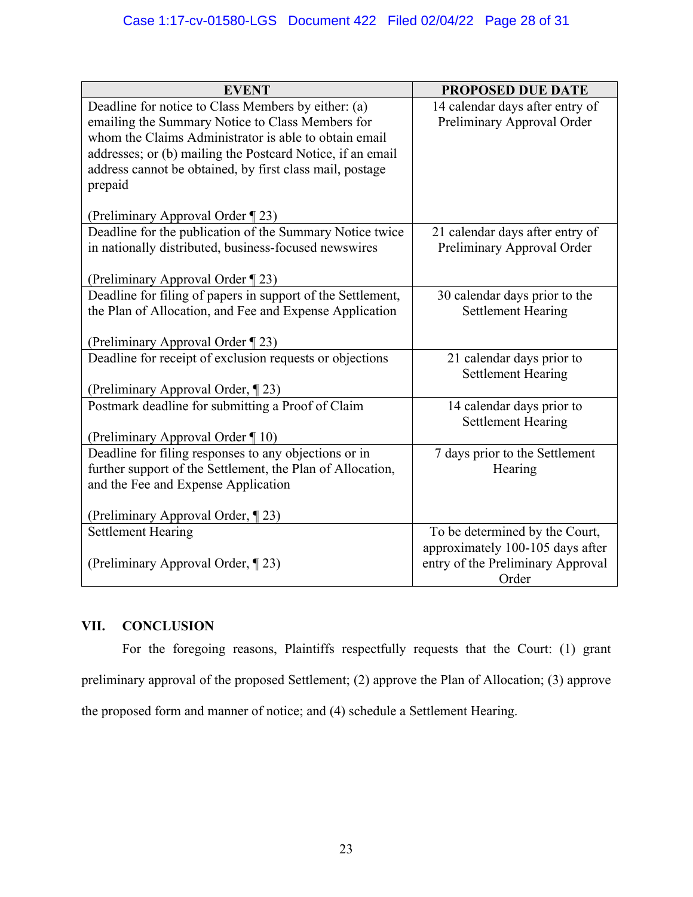| EVENT | PROPOSED DUE DATE |
| --- | --- |
| Deadline for notice to Class Members by either: (a) emailing the Summary Notice to Class Members for whom the Claims Administrator is able to obtain email addresses; or (b) mailing the Postcard Notice, if an email address cannot be obtained, by first class mail, postage prepaid<br><br>(Preliminary Approval Order ¶ 23) | 14 calendar days after entry of Preliminary Approval Order |
| Deadline for the publication of the Summary Notice twice in nationally distributed, business-focused newswires<br><br>(Preliminary Approval Order ¶ 23) | 21 calendar days after entry of Preliminary Approval Order |
| Deadline for filing of papers in support of the Settlement, the Plan of Allocation, and Fee and Expense Application<br><br>(Preliminary Approval Order ¶ 23) | 30 calendar days prior to the Settlement Hearing |
| Deadline for receipt of exclusion requests or objections<br><br>(Preliminary Approval Order, ¶ 23) | 21 calendar days prior to Settlement Hearing |
| Postmark deadline for submitting a Proof of Claim<br><br>(Preliminary Approval Order ¶ 10) | 14 calendar days prior to Settlement Hearing |
| Deadline for filing responses to any objections or in further support of the Settlement, the Plan of Allocation, and the Fee and Expense Application<br><br>(Preliminary Approval Order, ¶ 23) | 7 days prior to the Settlement Hearing |
| Settlement Hearing<br><br>(Preliminary Approval Order, ¶ 23) | To be determined by the Court, approximately 100-105 days after entry of the Preliminary Approval Order |

## VII. CONCLUSION

For the foregoing reasons, Plaintiffs respectfully requests that the Court: (1) grant preliminary approval of the proposed Settlement; (2) approve the Plan of Allocation; (3) approve the proposed form and manner of notice; and (4) schedule a Settlement Hearing.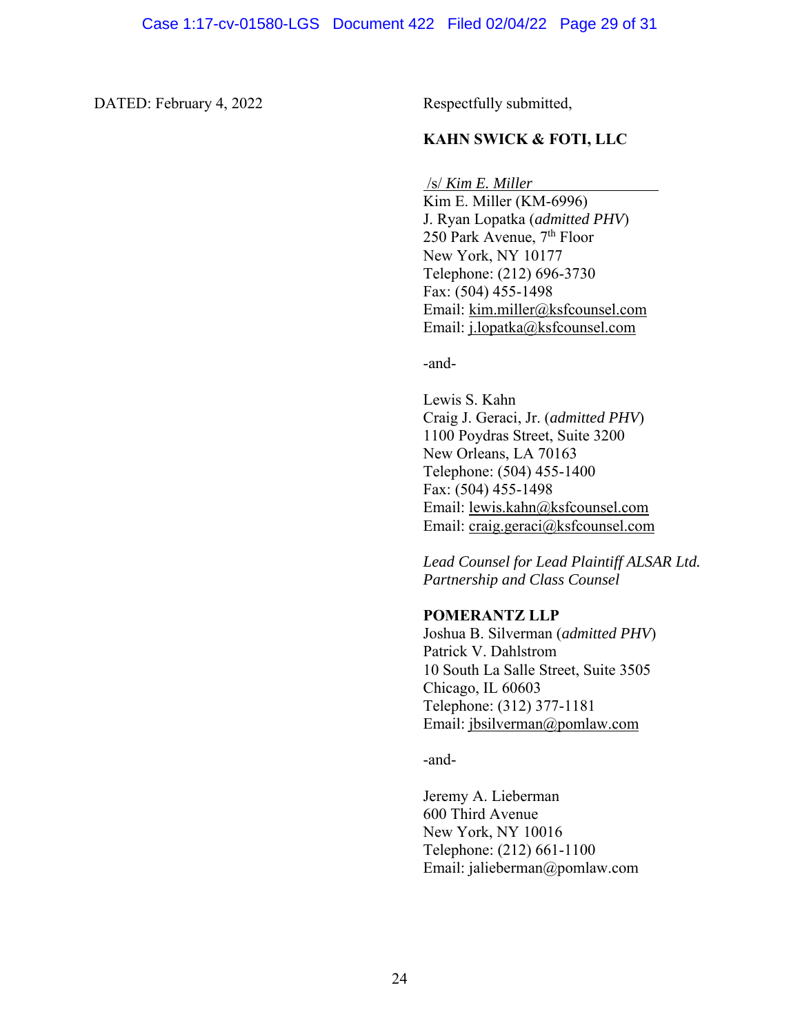DATED: February 4, 2022

Respectfully submitted,

**KAHN SWICK & FOTI, LLC**

/s/ *Kim E. Miller*
Kim E. Miller (KM-6996)
J. Ryan Lopatka (*admitted PHV*)
250 Park Avenue, 7th Floor
New York, NY 10177
Telephone: (212) 696-3730
Fax: (504) 455-1498
Email: kim.miller@ksfcounsel.com
Email: j.lopatka@ksfcounsel.com

-and-

Lewis S. Kahn
Craig J. Geraci, Jr. (*admitted PHV*)
1100 Poydras Street, Suite 3200
New Orleans, LA 70163
Telephone: (504) 455-1400
Fax: (504) 455-1498
Email: lewis.kahn@ksfcounsel.com
Email: craig.geraci@ksfcounsel.com

*Lead Counsel for Lead Plaintiff ALSAR Ltd. Partnership and Class Counsel*

**POMERANTZ LLP**
Joshua B. Silverman (*admitted PHV*)
Patrick V. Dahlstrom
10 South La Salle Street, Suite 3505
Chicago, IL 60603
Telephone: (312) 377-1181
Email: jbsilverman@pomlaw.com

-and-

Jeremy A. Lieberman
600 Third Avenue
New York, NY 10016
Telephone: (212) 661-1100
Email: jalieberman@pomlaw.com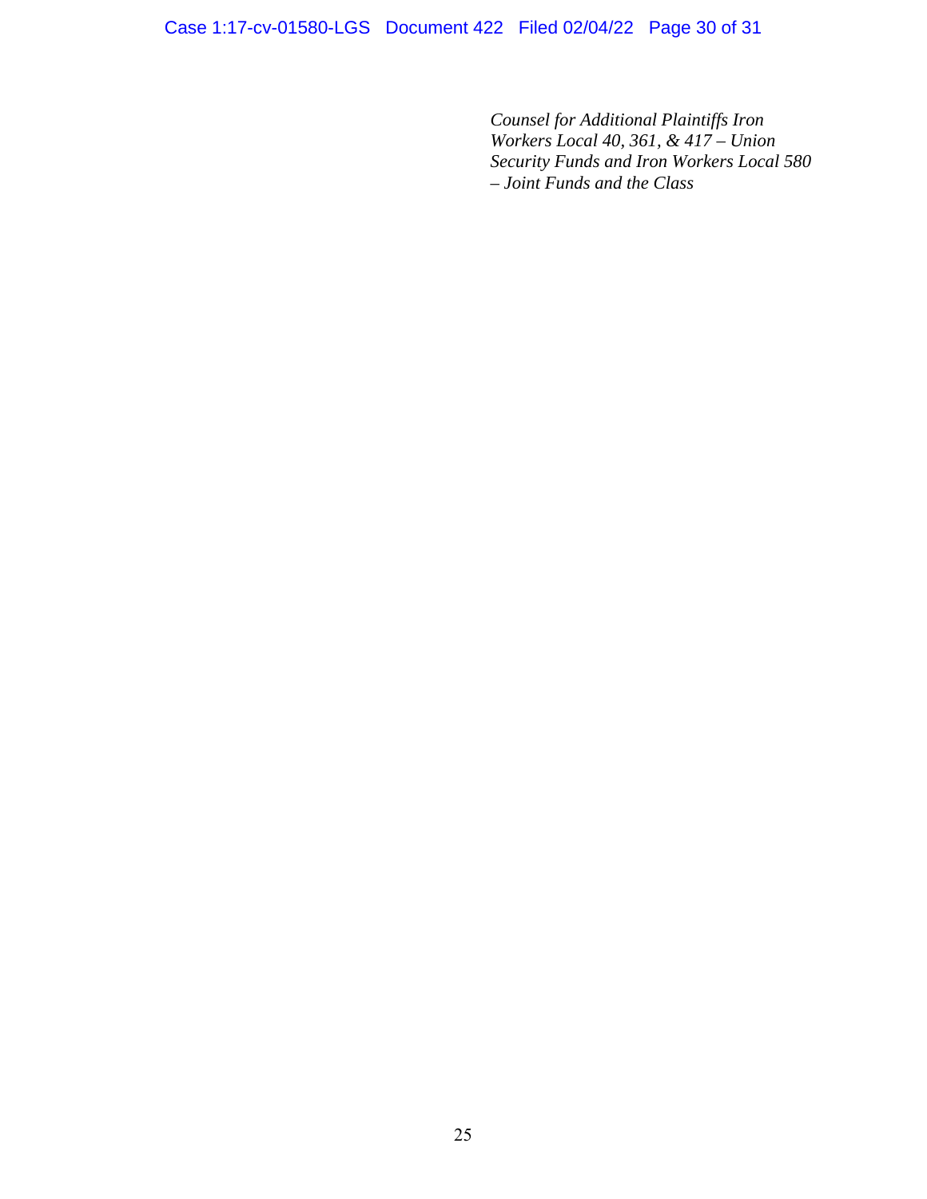*Counsel for Additional Plaintiffs Iron Workers Local 40, 361, & 417 – Union Security Funds and Iron Workers Local 580 – Joint Funds and the Class*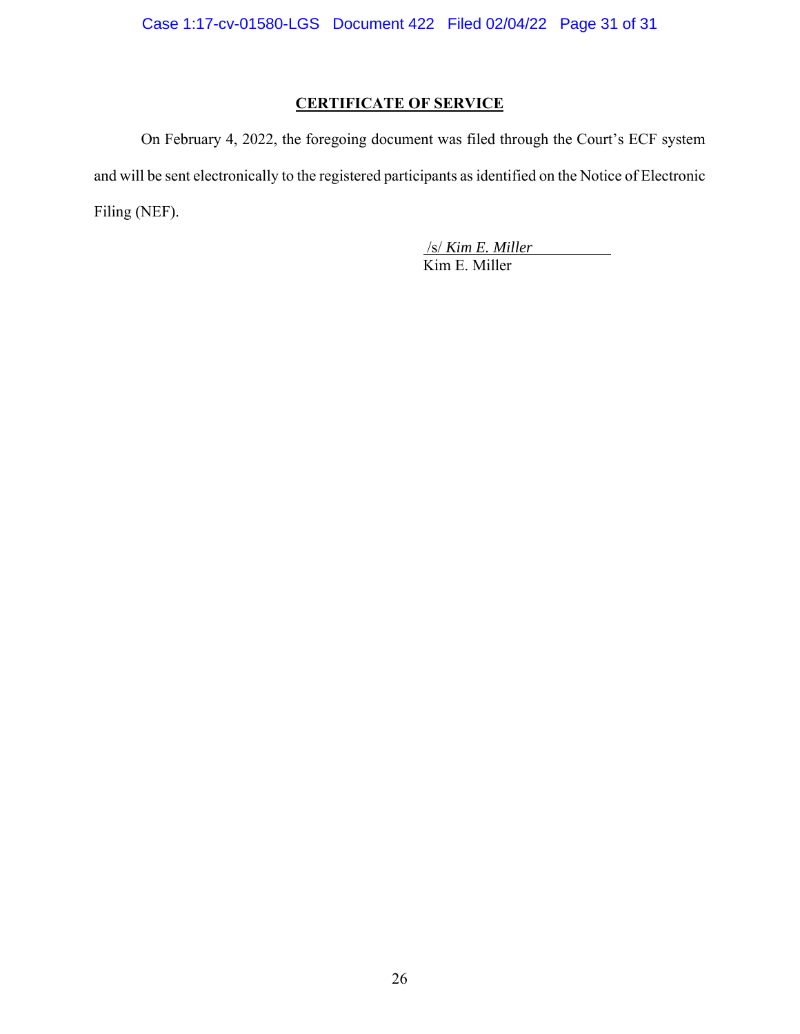**CERTIFICATE OF SERVICE**

On February 4, 2022, the foregoing document was filed through the Court's ECF system and will be sent electronically to the registered participants as identified on the Notice of Electronic Filing (NEF).

/s/ *Kim E. Miller*
Kim E. Miller